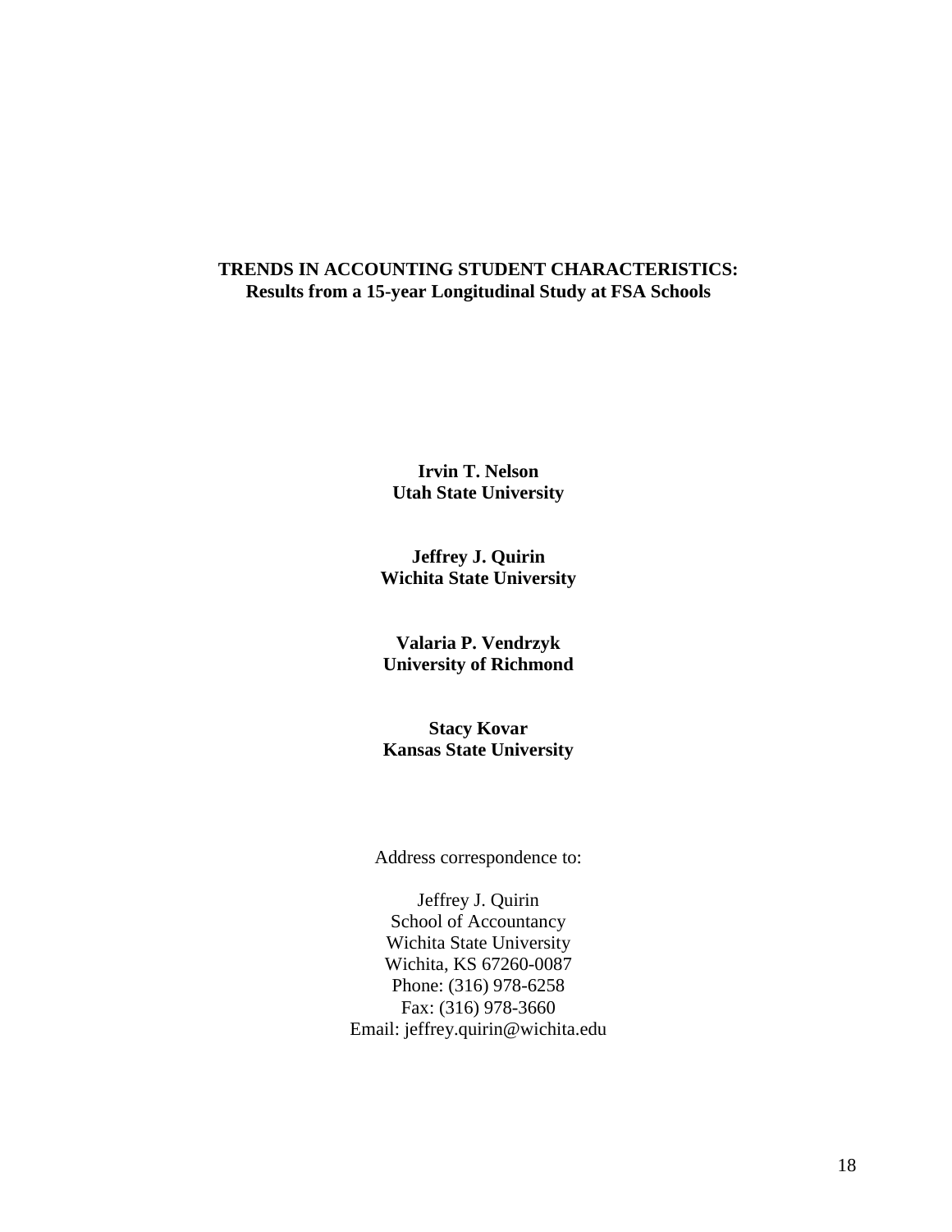# TRENDS IN ACCOUNTING STUDENT CHARACTERISTICS:
## Results from a 15-year Longitudinal Study at FSA Schools

**Irvin T. Nelson**
**Utah State University**

**Jeffrey J. Quirin**
**Wichita State University**

**Valaria P. Vendrzyk**
**University of Richmond**

**Stacy Kovar**
**Kansas State University**

Address correspondence to:

Jeffrey J. Quirin
School of Accountancy
Wichita State University
Wichita, KS 67260-0087
Phone: (316) 978-6258
Fax: (316) 978-3660
Email: jeffrey.quirin@wichita.edu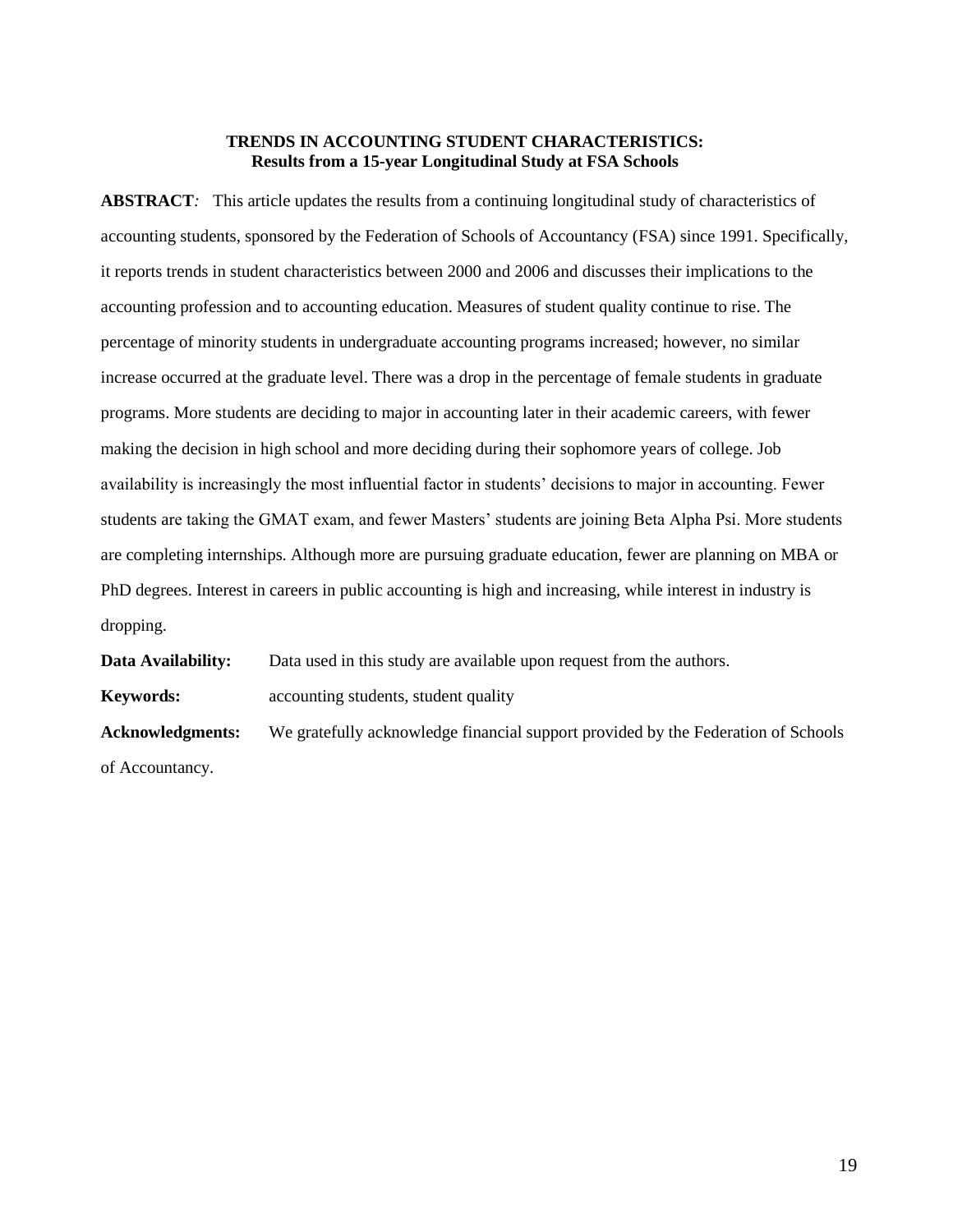**TRENDS IN ACCOUNTING STUDENT CHARACTERISTICS:**
**Results from a 15-year Longitudinal Study at FSA Schools**

**ABSTRACT***:* This article updates the results from a continuing longitudinal study of characteristics of accounting students, sponsored by the Federation of Schools of Accountancy (FSA) since 1991. Specifically, it reports trends in student characteristics between 2000 and 2006 and discusses their implications to the accounting profession and to accounting education. Measures of student quality continue to rise. The percentage of minority students in undergraduate accounting programs increased; however, no similar increase occurred at the graduate level. There was a drop in the percentage of female students in graduate programs. More students are deciding to major in accounting later in their academic careers, with fewer making the decision in high school and more deciding during their sophomore years of college. Job availability is increasingly the most influential factor in students' decisions to major in accounting. Fewer students are taking the GMAT exam, and fewer Masters' students are joining Beta Alpha Psi. More students are completing internships. Although more are pursuing graduate education, fewer are planning on MBA or PhD degrees. Interest in careers in public accounting is high and increasing, while interest in industry is dropping.

**Data Availability:** Data used in this study are available upon request from the authors.

**Keywords:** accounting students, student quality

**Acknowledgments:** We gratefully acknowledge financial support provided by the Federation of Schools of Accountancy.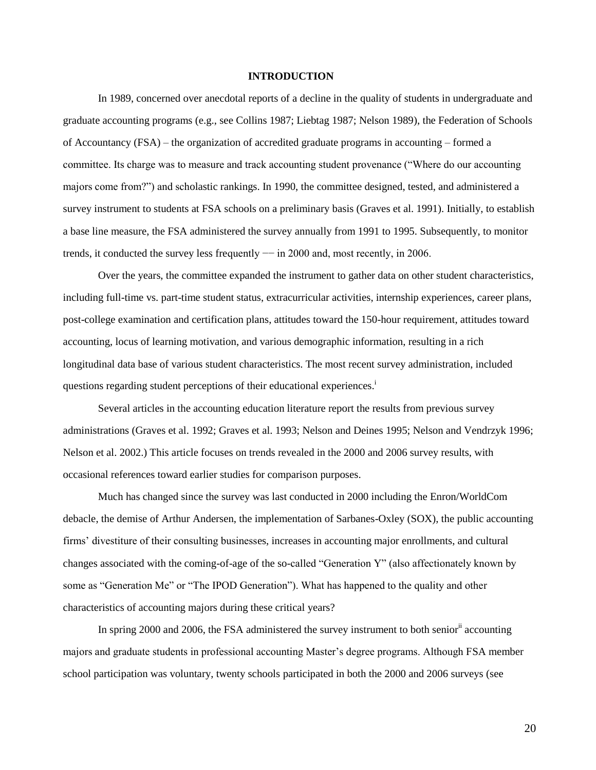## INTRODUCTION

In 1989, concerned over anecdotal reports of a decline in the quality of students in undergraduate and graduate accounting programs (e.g., see Collins 1987; Liebtag 1987; Nelson 1989), the Federation of Schools of Accountancy (FSA) – the organization of accredited graduate programs in accounting – formed a committee. Its charge was to measure and track accounting student provenance ("Where do our accounting majors come from?") and scholastic rankings. In 1990, the committee designed, tested, and administered a survey instrument to students at FSA schools on a preliminary basis (Graves et al. 1991). Initially, to establish a base line measure, the FSA administered the survey annually from 1991 to 1995. Subsequently, to monitor trends, it conducted the survey less frequently –– in 2000 and, most recently, in 2006.

Over the years, the committee expanded the instrument to gather data on other student characteristics, including full-time vs. part-time student status, extracurricular activities, internship experiences, career plans, post-college examination and certification plans, attitudes toward the 150-hour requirement, attitudes toward accounting, locus of learning motivation, and various demographic information, resulting in a rich longitudinal data base of various student characteristics. The most recent survey administration, included questions regarding student perceptions of their educational experiences.[i]

Several articles in the accounting education literature report the results from previous survey administrations (Graves et al. 1992; Graves et al. 1993; Nelson and Deines 1995; Nelson and Vendrzyk 1996; Nelson et al. 2002.) This article focuses on trends revealed in the 2000 and 2006 survey results, with occasional references toward earlier studies for comparison purposes.

Much has changed since the survey was last conducted in 2000 including the Enron/WorldCom debacle, the demise of Arthur Andersen, the implementation of Sarbanes-Oxley (SOX), the public accounting firms' divestiture of their consulting businesses, increases in accounting major enrollments, and cultural changes associated with the coming-of-age of the so-called "Generation Y" (also affectionately known by some as "Generation Me" or "The IPOD Generation"). What has happened to the quality and other characteristics of accounting majors during these critical years?

In spring 2000 and 2006, the FSA administered the survey instrument to both senior[ii] accounting majors and graduate students in professional accounting Master's degree programs. Although FSA member school participation was voluntary, twenty schools participated in both the 2000 and 2006 surveys (see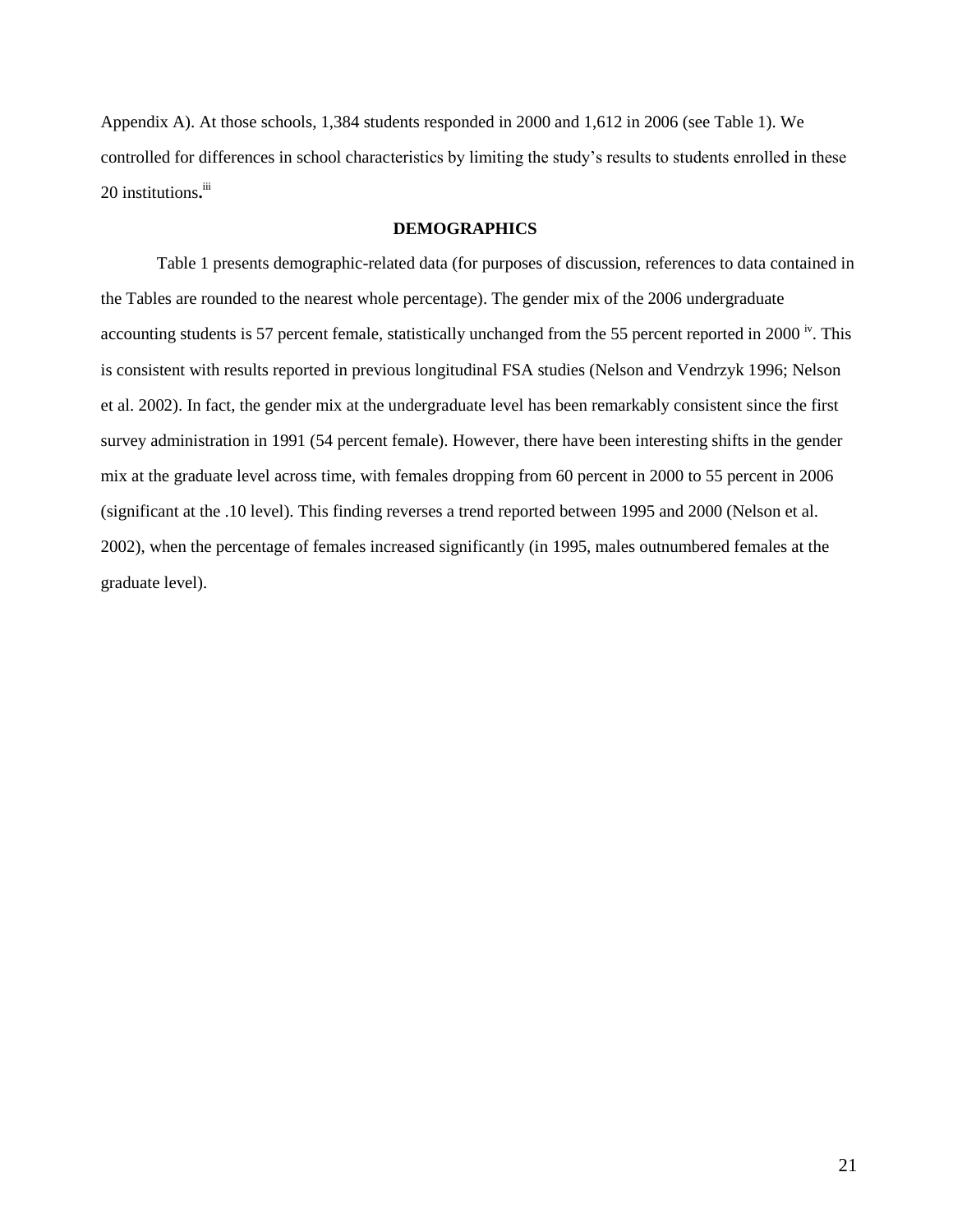Appendix A). At those schools, 1,384 students responded in 2000 and 1,612 in 2006 (see Table 1). We controlled for differences in school characteristics by limiting the study's results to students enrolled in these 20 institutions.[iii]

## DEMOGRAPHICS

Table 1 presents demographic-related data (for purposes of discussion, references to data contained in the Tables are rounded to the nearest whole percentage). The gender mix of the 2006 undergraduate accounting students is 57 percent female, statistically unchanged from the 55 percent reported in 2000 [iv]. This is consistent with results reported in previous longitudinal FSA studies (Nelson and Vendrzyk 1996; Nelson et al. 2002). In fact, the gender mix at the undergraduate level has been remarkably consistent since the first survey administration in 1991 (54 percent female). However, there have been interesting shifts in the gender mix at the graduate level across time, with females dropping from 60 percent in 2000 to 55 percent in 2006 (significant at the .10 level). This finding reverses a trend reported between 1995 and 2000 (Nelson et al. 2002), when the percentage of females increased significantly (in 1995, males outnumbered females at the graduate level).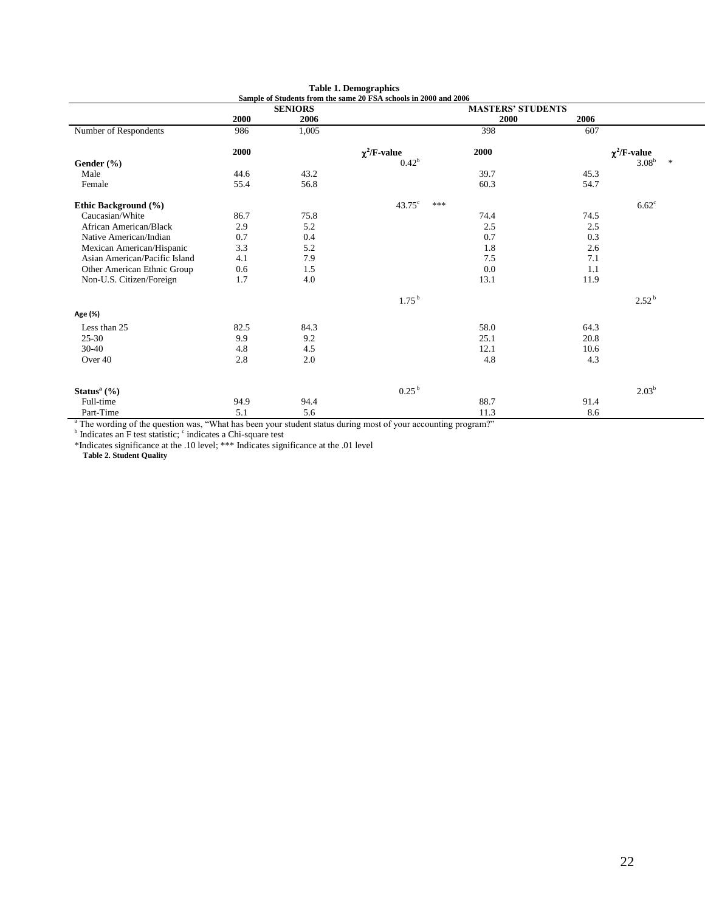**Table 1. Demographics**

**Sample of Students from the same 20 FSA schools in 2000 and 2006**

| | SENIORS | | | MASTERS' STUDENTS | | |
|---|---|---|---|---|---|---|
| | **2000** | **2006** | | **2000** | **2006** | |
| Number of Respondents | 986 | 1,005 | | 398 | 607 | |
| | **2000** | | **$\chi^2$/F-value** | **2000** | | **$\chi^2$/F-value** |
| **Gender (%)** | | | 0.42[b] | | | 3.08[b] * |
| Male | 44.6 | 43.2 | | 39.7 | 45.3 | |
| Female | 55.4 | 56.8 | | 60.3 | 54.7 | |
| **Ethic Background (%)** | | | 43.75[c] *** | | | 6.62[c] |
| Caucasian/White | 86.7 | 75.8 | | 74.4 | 74.5 | |
| African American/Black | 2.9 | 5.2 | | 2.5 | 2.5 | |
| Native American/Indian | 0.7 | 0.4 | | 0.7 | 0.3 | |
| Mexican American/Hispanic | 3.3 | 5.2 | | 1.8 | 2.6 | |
| Asian American/Pacific Island | 4.1 | 7.9 | | 7.5 | 7.1 | |
| Other American Ethnic Group | 0.6 | 1.5 | | 0.0 | 1.1 | |
| Non-U.S. Citizen/Foreign | 1.7 | 4.0 | | 13.1 | 11.9 | |
| **Age (%)** | | | 1.75[b] | | | 2.52[b] |
| Less than 25 | 82.5 | 84.3 | | 58.0 | 64.3 | |
| 25-30 | 9.9 | 9.2 | | 25.1 | 20.8 | |
| 30-40 | 4.8 | 4.5 | | 12.1 | 10.6 | |
| Over 40 | 2.8 | 2.0 | | 4.8 | 4.3 | |
| **Status[a] (%)** | | | 0.25[b] | | | 2.03[b] |
| Full-time | 94.9 | 94.4 | | 88.7 | 91.4 | |
| Part-Time | 5.1 | 5.6 | | 11.3 | 8.6 | |

[a] The wording of the question was, "What has been your student status during most of your accounting program?"
[b] Indicates an F test statistic; [c] indicates a Chi-square test
*Indicates significance at the .10 level; *** Indicates significance at the .01 level

**Table 2. Student Quality**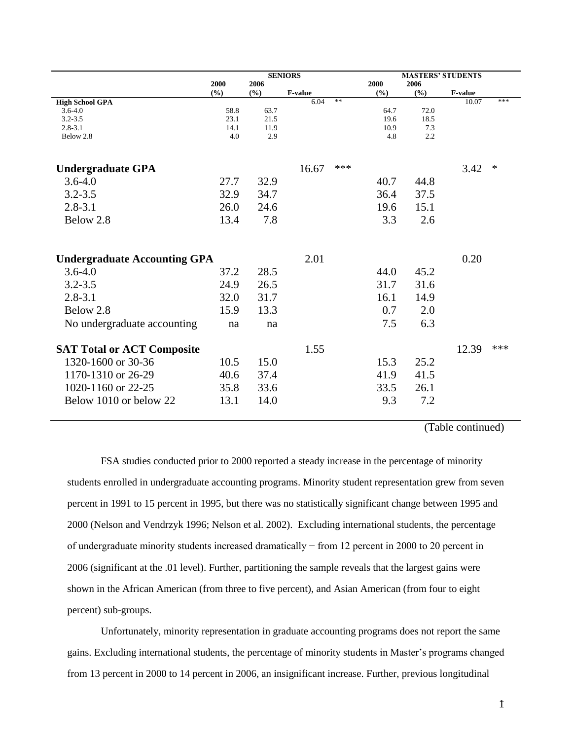| | SENIORS | | | | MASTERS' STUDENTS | | | |
|---|---|---|---|---|---|---|---|---|
| | 2000 (%) | 2006 (%) | F-value | | 2000 (%) | 2006 (%) | F-value | |
| **High School GPA** | | | 6.04 | ** | | | 10.07 | *** |
| 3.6-4.0 | 58.8 | 63.7 | | | 64.7 | 72.0 | | |
| 3.2-3.5 | 23.1 | 21.5 | | | 19.6 | 18.5 | | |
| 2.8-3.1 | 14.1 | 11.9 | | | 10.9 | 7.3 | | |
| Below 2.8 | 4.0 | 2.9 | | | 4.8 | 2.2 | | |
| **Undergraduate GPA** | | | 16.67 | *** | | | 3.42 | * |
| 3.6-4.0 | 27.7 | 32.9 | | | 40.7 | 44.8 | | |
| 3.2-3.5 | 32.9 | 34.7 | | | 36.4 | 37.5 | | |
| 2.8-3.1 | 26.0 | 24.6 | | | 19.6 | 15.1 | | |
| Below 2.8 | 13.4 | 7.8 | | | 3.3 | 2.6 | | |
| **Undergraduate Accounting GPA** | | | 2.01 | | | | 0.20 | |
| 3.6-4.0 | 37.2 | 28.5 | | | 44.0 | 45.2 | | |
| 3.2-3.5 | 24.9 | 26.5 | | | 31.7 | 31.6 | | |
| 2.8-3.1 | 32.0 | 31.7 | | | 16.1 | 14.9 | | |
| Below 2.8 | 15.9 | 13.3 | | | 0.7 | 2.0 | | |
| No undergraduate accounting | na | na | | | 7.5 | 6.3 | | |
| **SAT Total or ACT Composite** | | | 1.55 | | | | 12.39 | *** |
| 1320-1600 or 30-36 | 10.5 | 15.0 | | | 15.3 | 25.2 | | |
| 1170-1310 or 26-29 | 40.6 | 37.4 | | | 41.9 | 41.5 | | |
| 1020-1160 or 22-25 | 35.8 | 33.6 | | | 33.5 | 26.1 | | |
| Below 1010 or below 22 | 13.1 | 14.0 | | | 9.3 | 7.2 | | |

(Table continued)

FSA studies conducted prior to 2000 reported a steady increase in the percentage of minority students enrolled in undergraduate accounting programs. Minority student representation grew from seven percent in 1991 to 15 percent in 1995, but there was no statistically significant change between 1995 and 2000 (Nelson and Vendrzyk 1996; Nelson et al. 2002). Excluding international students, the percentage of undergraduate minority students increased dramatically − from 12 percent in 2000 to 20 percent in 2006 (significant at the .01 level). Further, partitioning the sample reveals that the largest gains were shown in the African American (from three to five percent), and Asian American (from four to eight percent) sub-groups.

Unfortunately, minority representation in graduate accounting programs does not report the same gains. Excluding international students, the percentage of minority students in Master's programs changed from 13 percent in 2000 to 14 percent in 2006, an insignificant increase. Further, previous longitudinal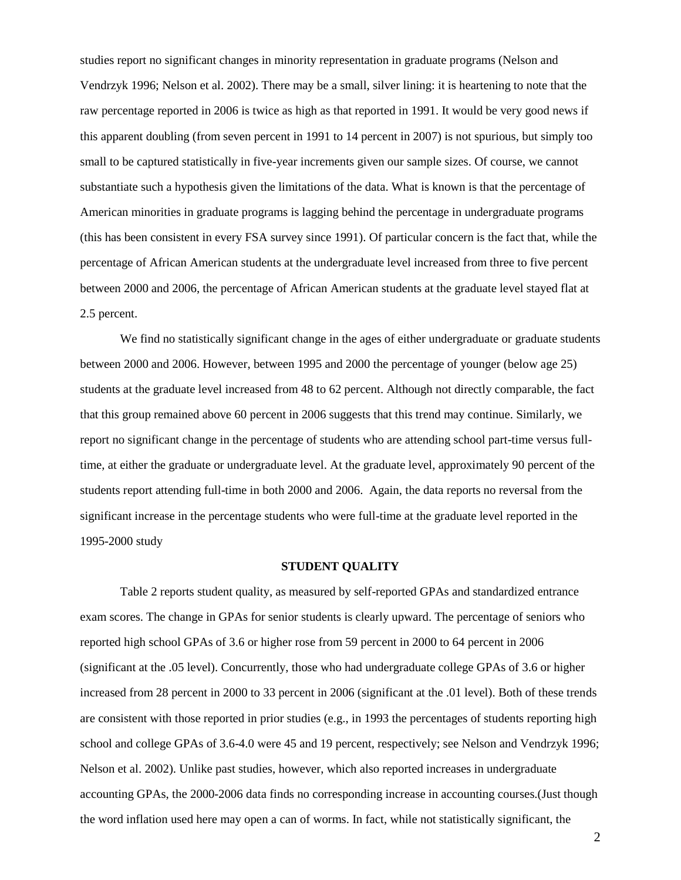studies report no significant changes in minority representation in graduate programs (Nelson and Vendrzyk 1996; Nelson et al. 2002). There may be a small, silver lining: it is heartening to note that the raw percentage reported in 2006 is twice as high as that reported in 1991. It would be very good news if this apparent doubling (from seven percent in 1991 to 14 percent in 2007) is not spurious, but simply too small to be captured statistically in five-year increments given our sample sizes. Of course, we cannot substantiate such a hypothesis given the limitations of the data. What is known is that the percentage of American minorities in graduate programs is lagging behind the percentage in undergraduate programs (this has been consistent in every FSA survey since 1991). Of particular concern is the fact that, while the percentage of African American students at the undergraduate level increased from three to five percent between 2000 and 2006, the percentage of African American students at the graduate level stayed flat at 2.5 percent.

We find no statistically significant change in the ages of either undergraduate or graduate students between 2000 and 2006. However, between 1995 and 2000 the percentage of younger (below age 25) students at the graduate level increased from 48 to 62 percent. Although not directly comparable, the fact that this group remained above 60 percent in 2006 suggests that this trend may continue. Similarly, we report no significant change in the percentage of students who are attending school part-time versus full-time, at either the graduate or undergraduate level. At the graduate level, approximately 90 percent of the students report attending full-time in both 2000 and 2006. Again, the data reports no reversal from the significant increase in the percentage students who were full-time at the graduate level reported in the 1995-2000 study

## STUDENT QUALITY

Table 2 reports student quality, as measured by self-reported GPAs and standardized entrance exam scores. The change in GPAs for senior students is clearly upward. The percentage of seniors who reported high school GPAs of 3.6 or higher rose from 59 percent in 2000 to 64 percent in 2006 (significant at the .05 level). Concurrently, those who had undergraduate college GPAs of 3.6 or higher increased from 28 percent in 2000 to 33 percent in 2006 (significant at the .01 level). Both of these trends are consistent with those reported in prior studies (e.g., in 1993 the percentages of students reporting high school and college GPAs of 3.6-4.0 were 45 and 19 percent, respectively; see Nelson and Vendrzyk 1996; Nelson et al. 2002). Unlike past studies, however, which also reported increases in undergraduate accounting GPAs, the 2000-2006 data finds no corresponding increase in accounting courses.(Just though the word inflation used here may open a can of worms. In fact, while not statistically significant, the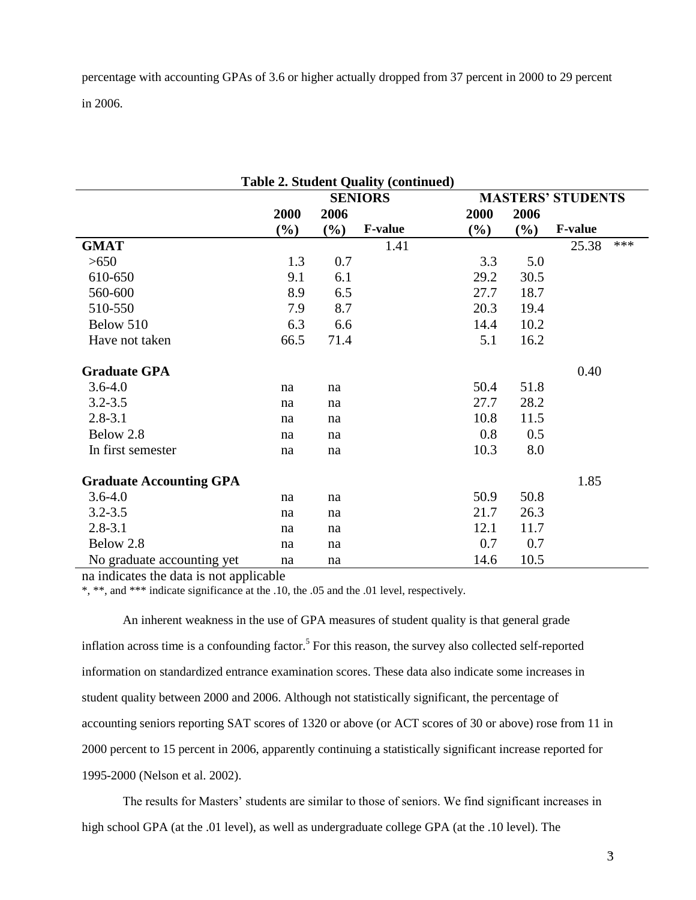percentage with accounting GPAs of 3.6 or higher actually dropped from 37 percent in 2000 to 29 percent in 2006.

**Table 2. Student Quality (continued)**

| | SENIORS | | | MASTERS' STUDENTS | | |
|---|---|---|---|---|---|---|
| | 2000 (%) | 2006 (%) | F-value | 2000 (%) | 2006 (%) | F-value |
| **GMAT** | | | 1.41 | | | 25.38 *** |
| >650 | 1.3 | 0.7 | | 3.3 | 5.0 | |
| 610-650 | 9.1 | 6.1 | | 29.2 | 30.5 | |
| 560-600 | 8.9 | 6.5 | | 27.7 | 18.7 | |
| 510-550 | 7.9 | 8.7 | | 20.3 | 19.4 | |
| Below 510 | 6.3 | 6.6 | | 14.4 | 10.2 | |
| Have not taken | 66.5 | 71.4 | | 5.1 | 16.2 | |
| **Graduate GPA** | | | | | | 0.40 |
| 3.6-4.0 | na | na | | 50.4 | 51.8 | |
| 3.2-3.5 | na | na | | 27.7 | 28.2 | |
| 2.8-3.1 | na | na | | 10.8 | 11.5 | |
| Below 2.8 | na | na | | 0.8 | 0.5 | |
| In first semester | na | na | | 10.3 | 8.0 | |
| **Graduate Accounting GPA** | | | | | | 1.85 |
| 3.6-4.0 | na | na | | 50.9 | 50.8 | |
| 3.2-3.5 | na | na | | 21.7 | 26.3 | |
| 2.8-3.1 | na | na | | 12.1 | 11.7 | |
| Below 2.8 | na | na | | 0.7 | 0.7 | |
| No graduate accounting yet | na | na | | 14.6 | 10.5 | |

na indicates the data is not applicable

*, **, and *** indicate significance at the .10, the .05 and the .01 level, respectively.

An inherent weakness in the use of GPA measures of student quality is that general grade inflation across time is a confounding factor.[5] For this reason, the survey also collected self-reported information on standardized entrance examination scores. These data also indicate some increases in student quality between 2000 and 2006. Although not statistically significant, the percentage of accounting seniors reporting SAT scores of 1320 or above (or ACT scores of 30 or above) rose from 11 in 2000 percent to 15 percent in 2006, apparently continuing a statistically significant increase reported for 1995-2000 (Nelson et al. 2002).

The results for Masters' students are similar to those of seniors. We find significant increases in high school GPA (at the .01 level), as well as undergraduate college GPA (at the .10 level). The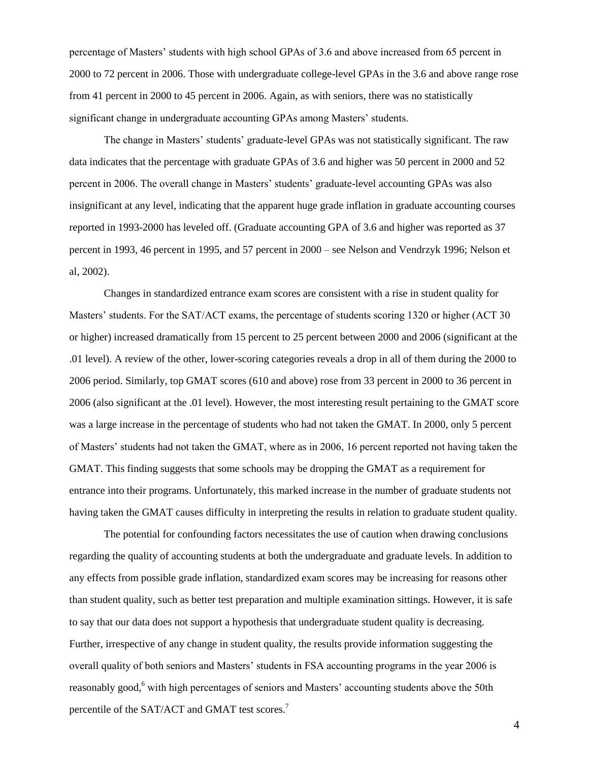percentage of Masters' students with high school GPAs of 3.6 and above increased from 65 percent in 2000 to 72 percent in 2006. Those with undergraduate college-level GPAs in the 3.6 and above range rose from 41 percent in 2000 to 45 percent in 2006. Again, as with seniors, there was no statistically significant change in undergraduate accounting GPAs among Masters' students.

The change in Masters' students' graduate-level GPAs was not statistically significant. The raw data indicates that the percentage with graduate GPAs of 3.6 and higher was 50 percent in 2000 and 52 percent in 2006. The overall change in Masters' students' graduate-level accounting GPAs was also insignificant at any level, indicating that the apparent huge grade inflation in graduate accounting courses reported in 1993-2000 has leveled off. (Graduate accounting GPA of 3.6 and higher was reported as 37 percent in 1993, 46 percent in 1995, and 57 percent in 2000 – see Nelson and Vendrzyk 1996; Nelson et al, 2002).

Changes in standardized entrance exam scores are consistent with a rise in student quality for Masters' students. For the SAT/ACT exams, the percentage of students scoring 1320 or higher (ACT 30 or higher) increased dramatically from 15 percent to 25 percent between 2000 and 2006 (significant at the .01 level). A review of the other, lower-scoring categories reveals a drop in all of them during the 2000 to 2006 period. Similarly, top GMAT scores (610 and above) rose from 33 percent in 2000 to 36 percent in 2006 (also significant at the .01 level). However, the most interesting result pertaining to the GMAT score was a large increase in the percentage of students who had not taken the GMAT. In 2000, only 5 percent of Masters' students had not taken the GMAT, where as in 2006, 16 percent reported not having taken the GMAT. This finding suggests that some schools may be dropping the GMAT as a requirement for entrance into their programs. Unfortunately, this marked increase in the number of graduate students not having taken the GMAT causes difficulty in interpreting the results in relation to graduate student quality.

The potential for confounding factors necessitates the use of caution when drawing conclusions regarding the quality of accounting students at both the undergraduate and graduate levels. In addition to any effects from possible grade inflation, standardized exam scores may be increasing for reasons other than student quality, such as better test preparation and multiple examination sittings. However, it is safe to say that our data does not support a hypothesis that undergraduate student quality is decreasing. Further, irrespective of any change in student quality, the results provide information suggesting the overall quality of both seniors and Masters' students in FSA accounting programs in the year 2006 is reasonably good,[6] with high percentages of seniors and Masters' accounting students above the 50th percentile of the SAT/ACT and GMAT test scores.[7]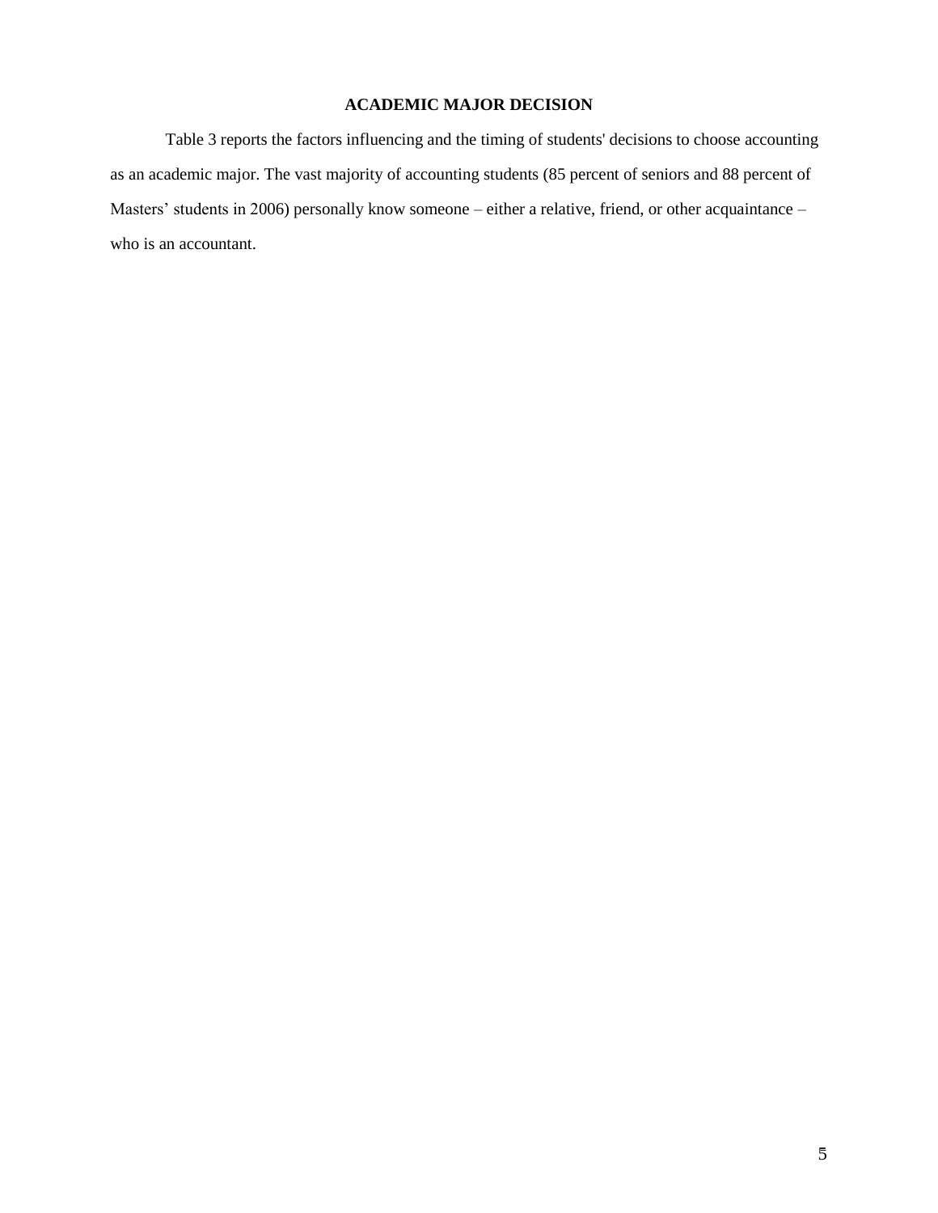## ACADEMIC MAJOR DECISION

Table 3 reports the factors influencing and the timing of students' decisions to choose accounting as an academic major. The vast majority of accounting students (85 percent of seniors and 88 percent of Masters' students in 2006) personally know someone – either a relative, friend, or other acquaintance – who is an accountant.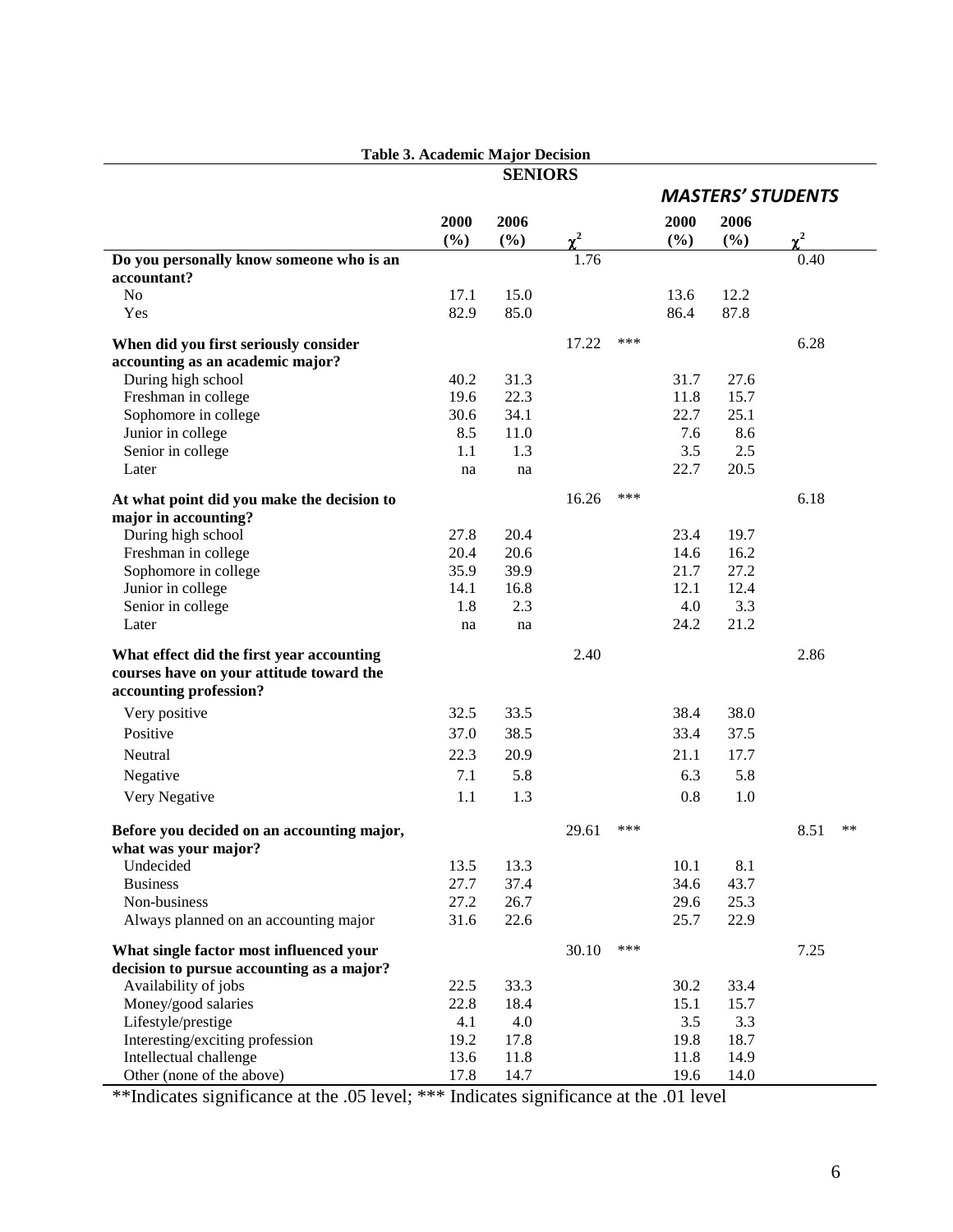**Table 3. Academic Major Decision**

| | SENIORS | | | | MASTERS' STUDENTS | | | |
|---|---|---|---|---|---|---|---|---|
| | 2000 (%) | 2006 (%) | $\chi^2$ | | 2000 (%) | 2006 (%) | $\chi^2$ | |
| **Do you personally know someone who is an accountant?** | | | 1.76 | | | | 0.40 | |
| No | 17.1 | 15.0 | | | 13.6 | 12.2 | | |
| Yes | 82.9 | 85.0 | | | 86.4 | 87.8 | | |
| **When did you first seriously consider accounting as an academic major?** | | | 17.22 | *** | | | 6.28 | |
| During high school | 40.2 | 31.3 | | | 31.7 | 27.6 | | |
| Freshman in college | 19.6 | 22.3 | | | 11.8 | 15.7 | | |
| Sophomore in college | 30.6 | 34.1 | | | 22.7 | 25.1 | | |
| Junior in college | 8.5 | 11.0 | | | 7.6 | 8.6 | | |
| Senior in college | 1.1 | 1.3 | | | 3.5 | 2.5 | | |
| Later | na | na | | | 22.7 | 20.5 | | |
| **At what point did you make the decision to major in accounting?** | | | 16.26 | *** | | | 6.18 | |
| During high school | 27.8 | 20.4 | | | 23.4 | 19.7 | | |
| Freshman in college | 20.4 | 20.6 | | | 14.6 | 16.2 | | |
| Sophomore in college | 35.9 | 39.9 | | | 21.7 | 27.2 | | |
| Junior in college | 14.1 | 16.8 | | | 12.1 | 12.4 | | |
| Senior in college | 1.8 | 2.3 | | | 4.0 | 3.3 | | |
| Later | na | na | | | 24.2 | 21.2 | | |
| **What effect did the first year accounting courses have on your attitude toward the accounting profession?** | | | 2.40 | | | | 2.86 | |
| Very positive | 32.5 | 33.5 | | | 38.4 | 38.0 | | |
| Positive | 37.0 | 38.5 | | | 33.4 | 37.5 | | |
| Neutral | 22.3 | 20.9 | | | 21.1 | 17.7 | | |
| Negative | 7.1 | 5.8 | | | 6.3 | 5.8 | | |
| Very Negative | 1.1 | 1.3 | | | 0.8 | 1.0 | | |
| **Before you decided on an accounting major, what was your major?** | | | 29.61 | *** | | | 8.51 | ** |
| Undecided | 13.5 | 13.3 | | | 10.1 | 8.1 | | |
| Business | 27.7 | 37.4 | | | 34.6 | 43.7 | | |
| Non-business | 27.2 | 26.7 | | | 29.6 | 25.3 | | |
| Always planned on an accounting major | 31.6 | 22.6 | | | 25.7 | 22.9 | | |
| **What single factor most influenced your decision to pursue accounting as a major?** | | | 30.10 | *** | | | 7.25 | |
| Availability of jobs | 22.5 | 33.3 | | | 30.2 | 33.4 | | |
| Money/good salaries | 22.8 | 18.4 | | | 15.1 | 15.7 | | |
| Lifestyle/prestige | 4.1 | 4.0 | | | 3.5 | 3.3 | | |
| Interesting/exciting profession | 19.2 | 17.8 | | | 19.8 | 18.7 | | |
| Intellectual challenge | 13.6 | 11.8 | | | 11.8 | 14.9 | | |
| Other (none of the above) | 17.8 | 14.7 | | | 19.6 | 14.0 | | |

**Indicates significance at the .05 level; *** Indicates significance at the .01 level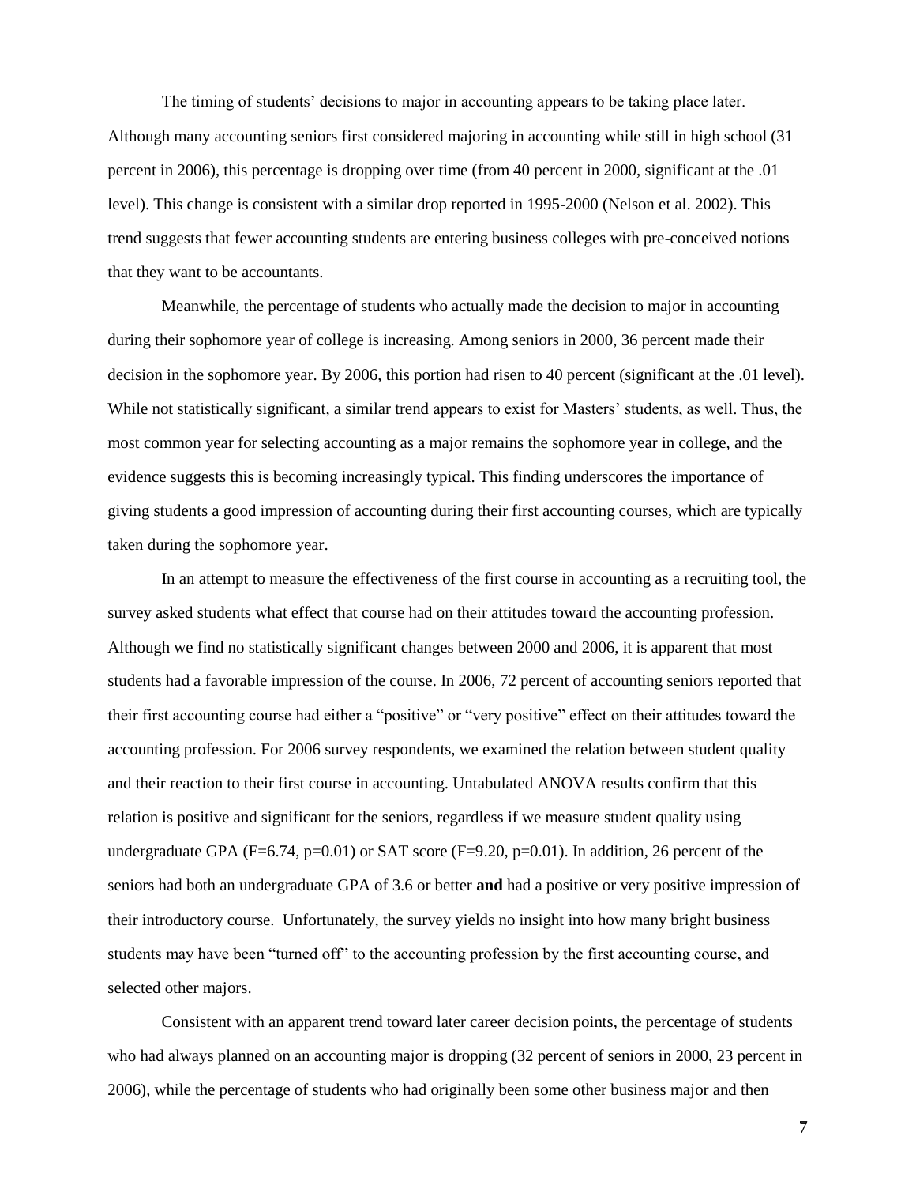The timing of students' decisions to major in accounting appears to be taking place later. Although many accounting seniors first considered majoring in accounting while still in high school (31 percent in 2006), this percentage is dropping over time (from 40 percent in 2000, significant at the .01 level). This change is consistent with a similar drop reported in 1995-2000 (Nelson et al. 2002). This trend suggests that fewer accounting students are entering business colleges with pre-conceived notions that they want to be accountants.

Meanwhile, the percentage of students who actually made the decision to major in accounting during their sophomore year of college is increasing. Among seniors in 2000, 36 percent made their decision in the sophomore year. By 2006, this portion had risen to 40 percent (significant at the .01 level). While not statistically significant, a similar trend appears to exist for Masters' students, as well. Thus, the most common year for selecting accounting as a major remains the sophomore year in college, and the evidence suggests this is becoming increasingly typical. This finding underscores the importance of giving students a good impression of accounting during their first accounting courses, which are typically taken during the sophomore year.

In an attempt to measure the effectiveness of the first course in accounting as a recruiting tool, the survey asked students what effect that course had on their attitudes toward the accounting profession. Although we find no statistically significant changes between 2000 and 2006, it is apparent that most students had a favorable impression of the course. In 2006, 72 percent of accounting seniors reported that their first accounting course had either a "positive" or "very positive" effect on their attitudes toward the accounting profession. For 2006 survey respondents, we examined the relation between student quality and their reaction to their first course in accounting. Untabulated ANOVA results confirm that this relation is positive and significant for the seniors, regardless if we measure student quality using undergraduate GPA ($F=6.74$, $p=0.01$) or SAT score ($F=9.20$, $p=0.01$). In addition, 26 percent of the seniors had both an undergraduate GPA of 3.6 or better **and** had a positive or very positive impression of their introductory course. Unfortunately, the survey yields no insight into how many bright business students may have been "turned off" to the accounting profession by the first accounting course, and selected other majors.

Consistent with an apparent trend toward later career decision points, the percentage of students who had always planned on an accounting major is dropping (32 percent of seniors in 2000, 23 percent in 2006), while the percentage of students who had originally been some other business major and then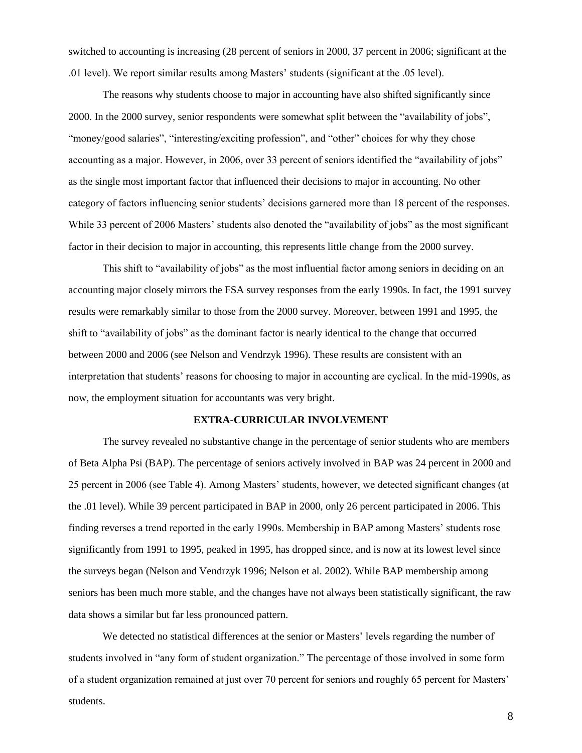switched to accounting is increasing (28 percent of seniors in 2000, 37 percent in 2006; significant at the .01 level). We report similar results among Masters' students (significant at the .05 level).

The reasons why students choose to major in accounting have also shifted significantly since 2000. In the 2000 survey, senior respondents were somewhat split between the "availability of jobs", "money/good salaries", "interesting/exciting profession", and "other" choices for why they chose accounting as a major. However, in 2006, over 33 percent of seniors identified the "availability of jobs" as the single most important factor that influenced their decisions to major in accounting. No other category of factors influencing senior students' decisions garnered more than 18 percent of the responses. While 33 percent of 2006 Masters' students also denoted the "availability of jobs" as the most significant factor in their decision to major in accounting, this represents little change from the 2000 survey.

This shift to "availability of jobs" as the most influential factor among seniors in deciding on an accounting major closely mirrors the FSA survey responses from the early 1990s. In fact, the 1991 survey results were remarkably similar to those from the 2000 survey. Moreover, between 1991 and 1995, the shift to "availability of jobs" as the dominant factor is nearly identical to the change that occurred between 2000 and 2006 (see Nelson and Vendrzyk 1996). These results are consistent with an interpretation that students' reasons for choosing to major in accounting are cyclical. In the mid-1990s, as now, the employment situation for accountants was very bright.

## EXTRA-CURRICULAR INVOLVEMENT

The survey revealed no substantive change in the percentage of senior students who are members of Beta Alpha Psi (BAP). The percentage of seniors actively involved in BAP was 24 percent in 2000 and 25 percent in 2006 (see Table 4). Among Masters' students, however, we detected significant changes (at the .01 level). While 39 percent participated in BAP in 2000, only 26 percent participated in 2006. This finding reverses a trend reported in the early 1990s. Membership in BAP among Masters' students rose significantly from 1991 to 1995, peaked in 1995, has dropped since, and is now at its lowest level since the surveys began (Nelson and Vendrzyk 1996; Nelson et al. 2002). While BAP membership among seniors has been much more stable, and the changes have not always been statistically significant, the raw data shows a similar but far less pronounced pattern.

We detected no statistical differences at the senior or Masters' levels regarding the number of students involved in "any form of student organization." The percentage of those involved in some form of a student organization remained at just over 70 percent for seniors and roughly 65 percent for Masters' students.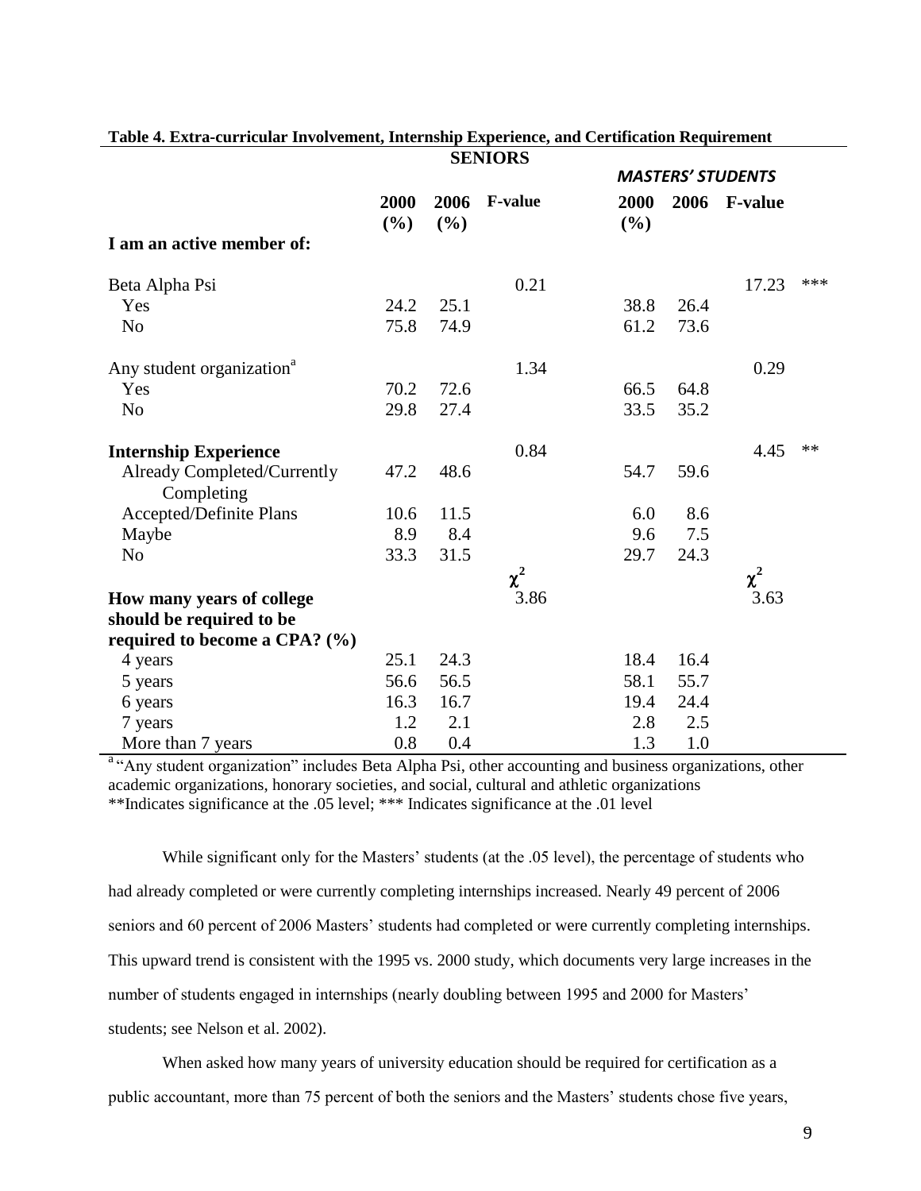**Table 4. Extra-curricular Involvement, Internship Experience, and Certification Requirement**

| | SENIORS | | | MASTERS' STUDENTS | | | |
|---|---|---|---|---|---|---|---|
| | 2000 (%) | 2006 (%) | F-value | 2000 (%) | 2006 | F-value | |
| **I am an active member of:** | | | | | | | |
| Beta Alpha Psi | | | 0.21 | | | 17.23 | *** |
| Yes | 24.2 | 25.1 | | 38.8 | 26.4 | | |
| No | 75.8 | 74.9 | | 61.2 | 73.6 | | |
| Any student organization[a] | | | 1.34 | | | 0.29 | |
| Yes | 70.2 | 72.6 | | 66.5 | 64.8 | | |
| No | 29.8 | 27.4 | | 33.5 | 35.2 | | |
| **Internship Experience** | | | 0.84 | | | 4.45 | ** |
| Already Completed/Currently Completing | 47.2 | 48.6 | | 54.7 | 59.6 | | |
| Accepted/Definite Plans | 10.6 | 11.5 | | 6.0 | 8.6 | | |
| Maybe | 8.9 | 8.4 | | 9.6 | 7.5 | | |
| No | 33.3 | 31.5 | | 29.7 | 24.3 | | |
| | | | $\chi^2$ | | | $\chi^2$ | |
| **How many years of college should be required to be required to become a CPA? (%)** | | | 3.86 | | | 3.63 | |
| 4 years | 25.1 | 24.3 | | 18.4 | 16.4 | | |
| 5 years | 56.6 | 56.5 | | 58.1 | 55.7 | | |
| 6 years | 16.3 | 16.7 | | 19.4 | 24.4 | | |
| 7 years | 1.2 | 2.1 | | 2.8 | 2.5 | | |
| More than 7 years | 0.8 | 0.4 | | 1.3 | 1.0 | | |

[a] "Any student organization" includes Beta Alpha Psi, other accounting and business organizations, other academic organizations, honorary societies, and social, cultural and athletic organizations

**Indicates significance at the .05 level; *** Indicates significance at the .01 level

While significant only for the Masters' students (at the .05 level), the percentage of students who had already completed or were currently completing internships increased. Nearly 49 percent of 2006 seniors and 60 percent of 2006 Masters' students had completed or were currently completing internships. This upward trend is consistent with the 1995 vs. 2000 study, which documents very large increases in the number of students engaged in internships (nearly doubling between 1995 and 2000 for Masters' students; see Nelson et al. 2002).

When asked how many years of university education should be required for certification as a public accountant, more than 75 percent of both the seniors and the Masters' students chose five years,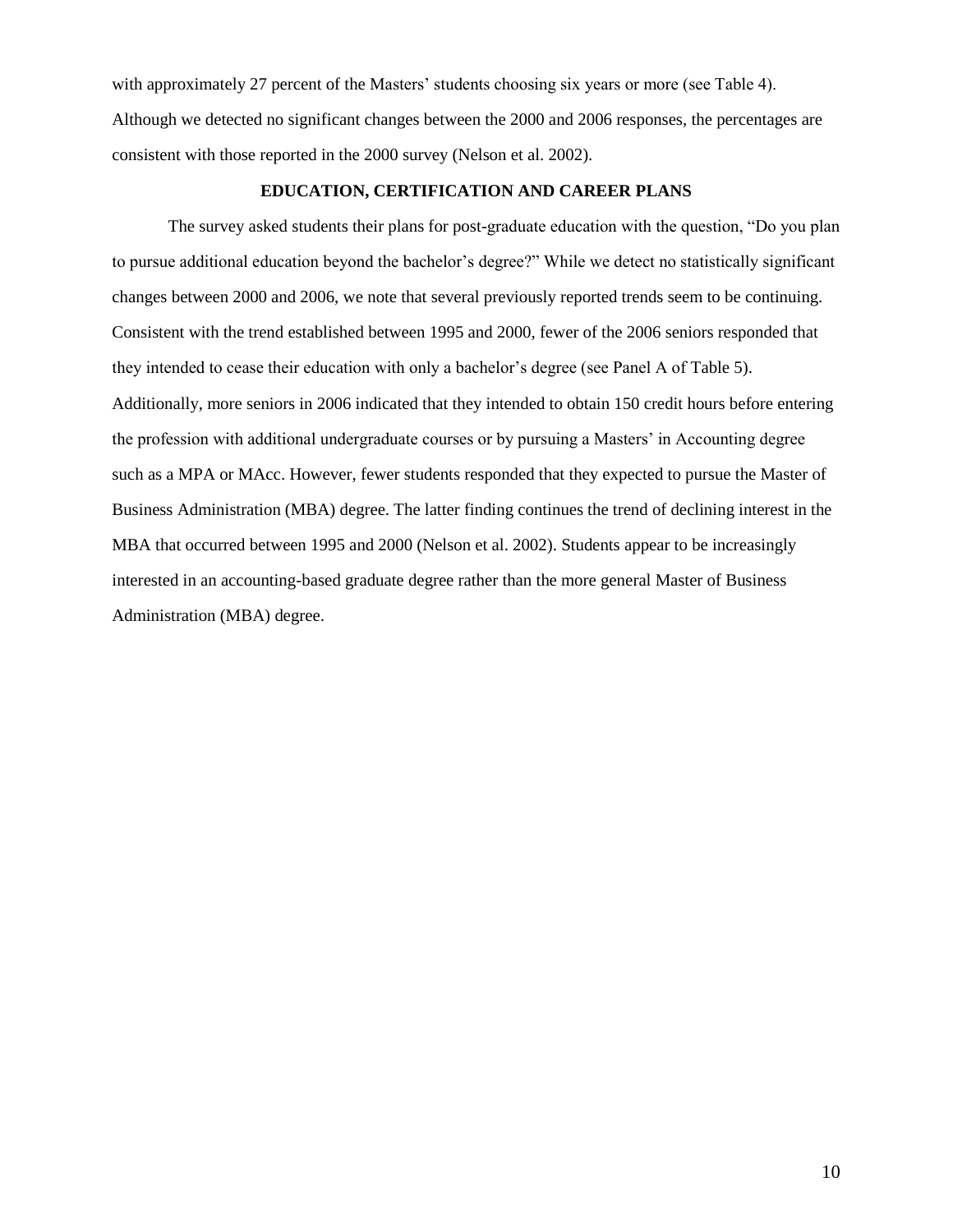with approximately 27 percent of the Masters' students choosing six years or more (see Table 4). Although we detected no significant changes between the 2000 and 2006 responses, the percentages are consistent with those reported in the 2000 survey (Nelson et al. 2002).

## EDUCATION, CERTIFICATION AND CAREER PLANS

The survey asked students their plans for post-graduate education with the question, "Do you plan to pursue additional education beyond the bachelor's degree?" While we detect no statistically significant changes between 2000 and 2006, we note that several previously reported trends seem to be continuing. Consistent with the trend established between 1995 and 2000, fewer of the 2006 seniors responded that they intended to cease their education with only a bachelor's degree (see Panel A of Table 5). Additionally, more seniors in 2006 indicated that they intended to obtain 150 credit hours before entering the profession with additional undergraduate courses or by pursuing a Masters' in Accounting degree such as a MPA or MAcc. However, fewer students responded that they expected to pursue the Master of Business Administration (MBA) degree. The latter finding continues the trend of declining interest in the MBA that occurred between 1995 and 2000 (Nelson et al. 2002). Students appear to be increasingly interested in an accounting-based graduate degree rather than the more general Master of Business Administration (MBA) degree.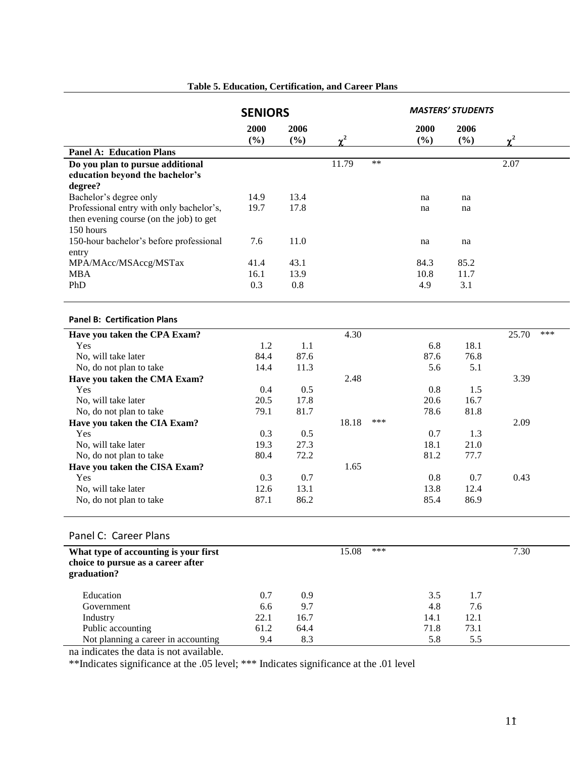**Table 5. Education, Certification, and Career Plans**

| | SENIORS | | | | MASTERS' STUDENTS | | | |
|---|---|---|---|---|---|---|---|---|
| | 2000 (%) | 2006 (%) | $\chi^2$ | | 2000 (%) | 2006 (%) | $\chi^2$ | |
| **Panel A: Education Plans** | | | | | | | | |
| **Do you plan to pursue additional education beyond the bachelor's degree?** | | | 11.79 | ** | | | 2.07 | |
| Bachelor's degree only | 14.9 | 13.4 | | | na | na | | |
| Professional entry with only bachelor's, then evening course (on the job) to get 150 hours | 19.7 | 17.8 | | | na | na | | |
| 150-hour bachelor's before professional entry | 7.6 | 11.0 | | | na | na | | |
| MPA/MAcc/MSAccg/MSTax | 41.4 | 43.1 | | | 84.3 | 85.2 | | |
| MBA | 16.1 | 13.9 | | | 10.8 | 11.7 | | |
| PhD | 0.3 | 0.8 | | | 4.9 | 3.1 | | |
| **Panel B: Certification Plans** | | | | | | | | |
| **Have you taken the CPA Exam?** | | | 4.30 | | | | 25.70 | *** |
| Yes | 1.2 | 1.1 | | | 6.8 | 18.1 | | |
| No, will take later | 84.4 | 87.6 | | | 87.6 | 76.8 | | |
| No, do not plan to take | 14.4 | 11.3 | | | 5.6 | 5.1 | | |
| **Have you taken the CMA Exam?** | | | 2.48 | | | | 3.39 | |
| Yes | 0.4 | 0.5 | | | 0.8 | 1.5 | | |
| No, will take later | 20.5 | 17.8 | | | 20.6 | 16.7 | | |
| No, do not plan to take | 79.1 | 81.7 | | | 78.6 | 81.8 | | |
| **Have you taken the CIA Exam?** | | | 18.18 | *** | | | 2.09 | |
| Yes | 0.3 | 0.5 | | | 0.7 | 1.3 | | |
| No, will take later | 19.3 | 27.3 | | | 18.1 | 21.0 | | |
| No, do not plan to take | 80.4 | 72.2 | | | 81.2 | 77.7 | | |
| **Have you taken the CISA Exam?** | | | 1.65 | | | | | |
| Yes | 0.3 | 0.7 | | | 0.8 | 0.7 | 0.43 | |
| No, will take later | 12.6 | 13.1 | | | 13.8 | 12.4 | | |
| No, do not plan to take | 87.1 | 86.2 | | | 85.4 | 86.9 | | |
| **Panel C: Career Plans** | | | | | | | | |
| **What type of accounting is your first choice to pursue as a career after graduation?** | | | 15.08 | *** | | | 7.30 | |
| Education | 0.7 | 0.9 | | | 3.5 | 1.7 | | |
| Government | 6.6 | 9.7 | | | 4.8 | 7.6 | | |
| Industry | 22.1 | 16.7 | | | 14.1 | 12.1 | | |
| Public accounting | 61.2 | 64.4 | | | 71.8 | 73.1 | | |
| Not planning a career in accounting | 9.4 | 8.3 | | | 5.8 | 5.5 | | |

na indicates the data is not available.

**Indicates significance at the .05 level; *** Indicates significance at the .01 level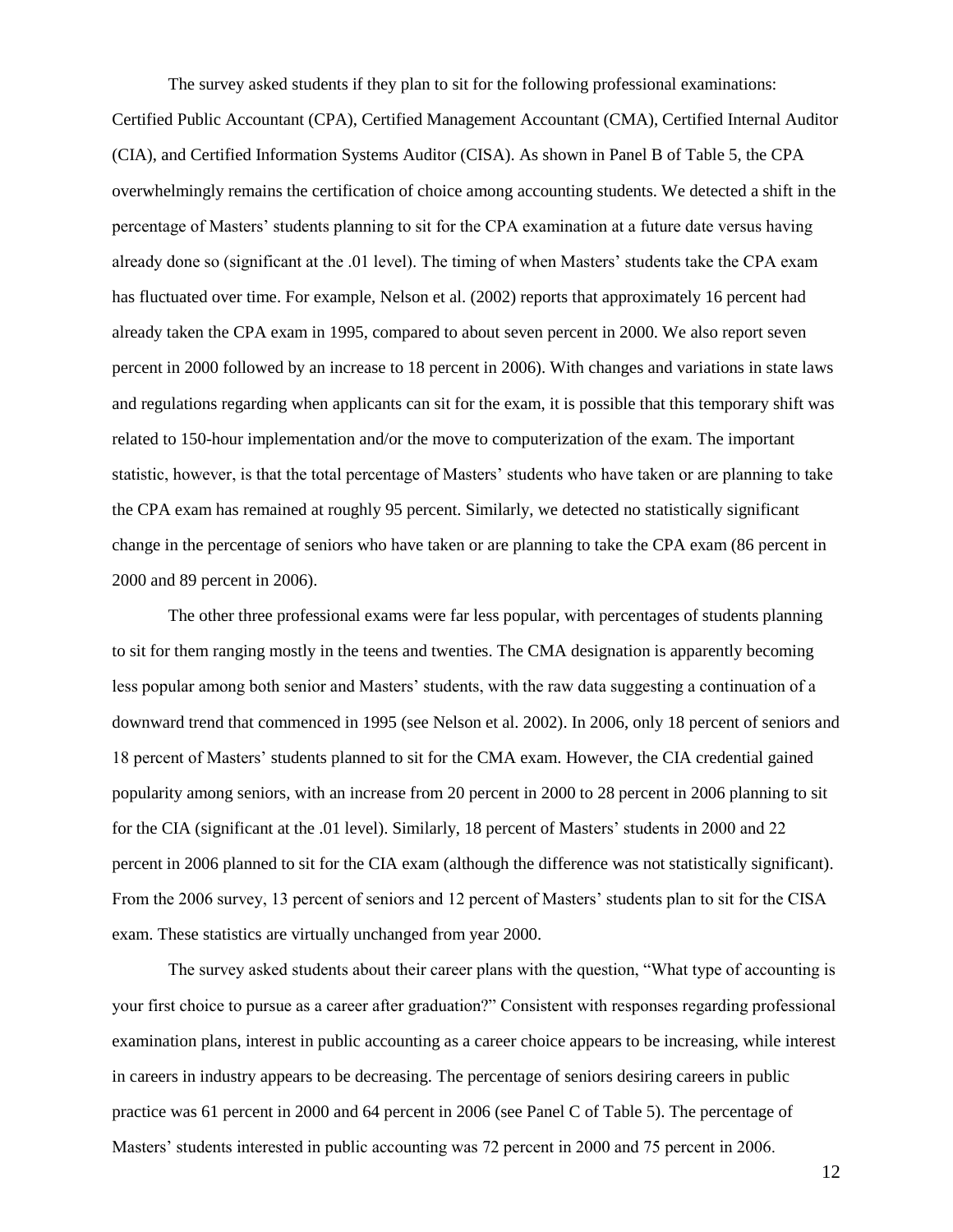The survey asked students if they plan to sit for the following professional examinations: Certified Public Accountant (CPA), Certified Management Accountant (CMA), Certified Internal Auditor (CIA), and Certified Information Systems Auditor (CISA). As shown in Panel B of Table 5, the CPA overwhelmingly remains the certification of choice among accounting students. We detected a shift in the percentage of Masters' students planning to sit for the CPA examination at a future date versus having already done so (significant at the .01 level). The timing of when Masters' students take the CPA exam has fluctuated over time. For example, Nelson et al. (2002) reports that approximately 16 percent had already taken the CPA exam in 1995, compared to about seven percent in 2000. We also report seven percent in 2000 followed by an increase to 18 percent in 2006). With changes and variations in state laws and regulations regarding when applicants can sit for the exam, it is possible that this temporary shift was related to 150-hour implementation and/or the move to computerization of the exam. The important statistic, however, is that the total percentage of Masters' students who have taken or are planning to take the CPA exam has remained at roughly 95 percent. Similarly, we detected no statistically significant change in the percentage of seniors who have taken or are planning to take the CPA exam (86 percent in 2000 and 89 percent in 2006).

The other three professional exams were far less popular, with percentages of students planning to sit for them ranging mostly in the teens and twenties. The CMA designation is apparently becoming less popular among both senior and Masters' students, with the raw data suggesting a continuation of a downward trend that commenced in 1995 (see Nelson et al. 2002). In 2006, only 18 percent of seniors and 18 percent of Masters' students planned to sit for the CMA exam. However, the CIA credential gained popularity among seniors, with an increase from 20 percent in 2000 to 28 percent in 2006 planning to sit for the CIA (significant at the .01 level). Similarly, 18 percent of Masters' students in 2000 and 22 percent in 2006 planned to sit for the CIA exam (although the difference was not statistically significant). From the 2006 survey, 13 percent of seniors and 12 percent of Masters' students plan to sit for the CISA exam. These statistics are virtually unchanged from year 2000.

The survey asked students about their career plans with the question, "What type of accounting is your first choice to pursue as a career after graduation?" Consistent with responses regarding professional examination plans, interest in public accounting as a career choice appears to be increasing, while interest in careers in industry appears to be decreasing. The percentage of seniors desiring careers in public practice was 61 percent in 2000 and 64 percent in 2006 (see Panel C of Table 5). The percentage of Masters' students interested in public accounting was 72 percent in 2000 and 75 percent in 2006.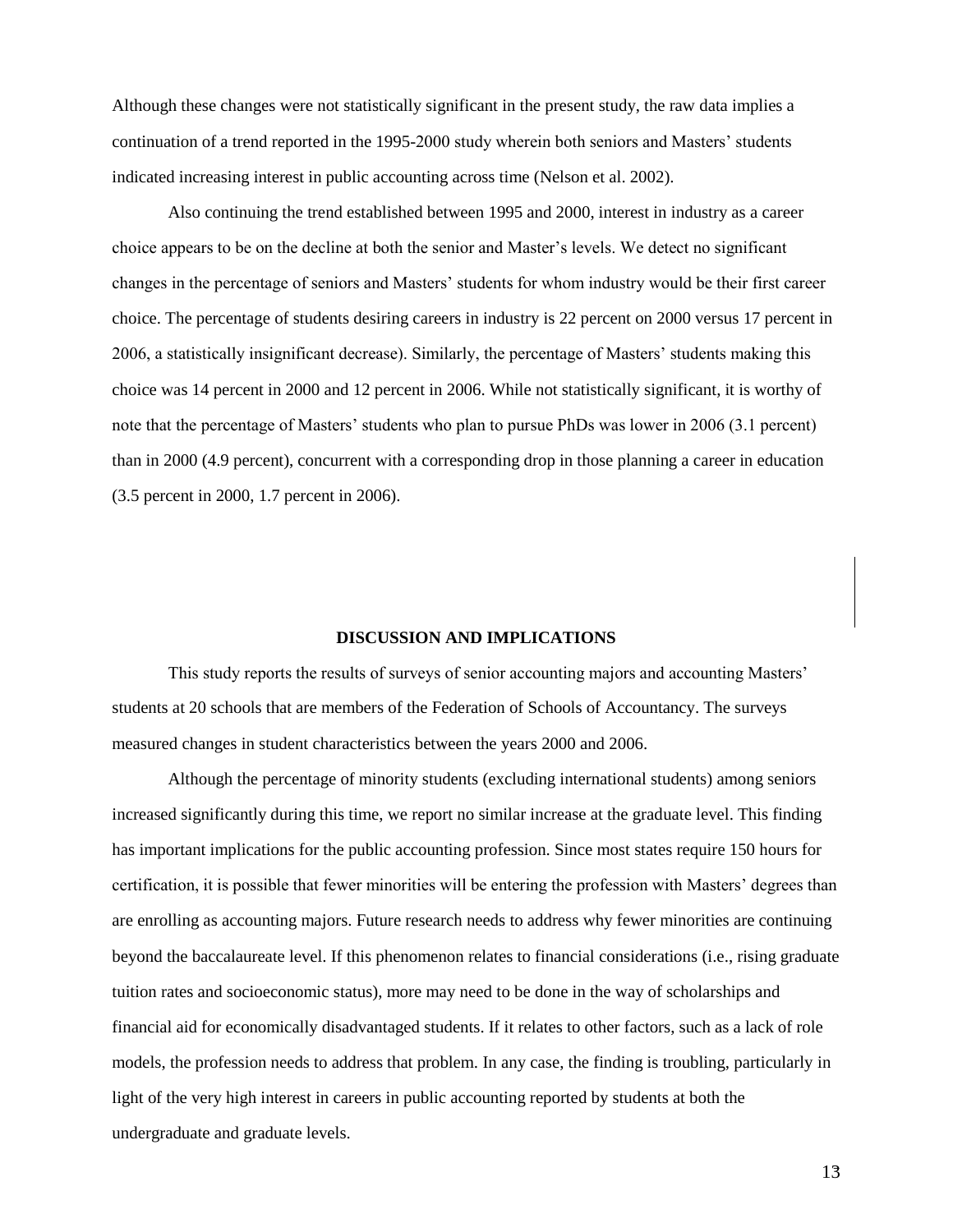Although these changes were not statistically significant in the present study, the raw data implies a continuation of a trend reported in the 1995-2000 study wherein both seniors and Masters' students indicated increasing interest in public accounting across time (Nelson et al. 2002).

Also continuing the trend established between 1995 and 2000, interest in industry as a career choice appears to be on the decline at both the senior and Master's levels. We detect no significant changes in the percentage of seniors and Masters' students for whom industry would be their first career choice. The percentage of students desiring careers in industry is 22 percent on 2000 versus 17 percent in 2006, a statistically insignificant decrease). Similarly, the percentage of Masters' students making this choice was 14 percent in 2000 and 12 percent in 2006. While not statistically significant, it is worthy of note that the percentage of Masters' students who plan to pursue PhDs was lower in 2006 (3.1 percent) than in 2000 (4.9 percent), concurrent with a corresponding drop in those planning a career in education (3.5 percent in 2000, 1.7 percent in 2006).

## DISCUSSION AND IMPLICATIONS

This study reports the results of surveys of senior accounting majors and accounting Masters' students at 20 schools that are members of the Federation of Schools of Accountancy. The surveys measured changes in student characteristics between the years 2000 and 2006.

Although the percentage of minority students (excluding international students) among seniors increased significantly during this time, we report no similar increase at the graduate level. This finding has important implications for the public accounting profession. Since most states require 150 hours for certification, it is possible that fewer minorities will be entering the profession with Masters' degrees than are enrolling as accounting majors. Future research needs to address why fewer minorities are continuing beyond the baccalaureate level. If this phenomenon relates to financial considerations (i.e., rising graduate tuition rates and socioeconomic status), more may need to be done in the way of scholarships and financial aid for economically disadvantaged students. If it relates to other factors, such as a lack of role models, the profession needs to address that problem. In any case, the finding is troubling, particularly in light of the very high interest in careers in public accounting reported by students at both the undergraduate and graduate levels.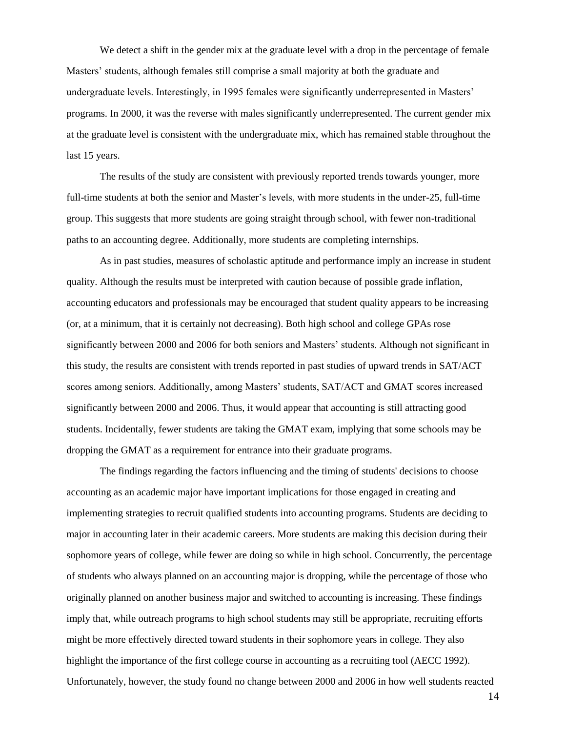We detect a shift in the gender mix at the graduate level with a drop in the percentage of female Masters' students, although females still comprise a small majority at both the graduate and undergraduate levels. Interestingly, in 1995 females were significantly underrepresented in Masters' programs. In 2000, it was the reverse with males significantly underrepresented. The current gender mix at the graduate level is consistent with the undergraduate mix, which has remained stable throughout the last 15 years.

The results of the study are consistent with previously reported trends towards younger, more full-time students at both the senior and Master's levels, with more students in the under-25, full-time group. This suggests that more students are going straight through school, with fewer non-traditional paths to an accounting degree. Additionally, more students are completing internships.

As in past studies, measures of scholastic aptitude and performance imply an increase in student quality. Although the results must be interpreted with caution because of possible grade inflation, accounting educators and professionals may be encouraged that student quality appears to be increasing (or, at a minimum, that it is certainly not decreasing). Both high school and college GPAs rose significantly between 2000 and 2006 for both seniors and Masters' students. Although not significant in this study, the results are consistent with trends reported in past studies of upward trends in SAT/ACT scores among seniors. Additionally, among Masters' students, SAT/ACT and GMAT scores increased significantly between 2000 and 2006. Thus, it would appear that accounting is still attracting good students. Incidentally, fewer students are taking the GMAT exam, implying that some schools may be dropping the GMAT as a requirement for entrance into their graduate programs.

The findings regarding the factors influencing and the timing of students' decisions to choose accounting as an academic major have important implications for those engaged in creating and implementing strategies to recruit qualified students into accounting programs. Students are deciding to major in accounting later in their academic careers. More students are making this decision during their sophomore years of college, while fewer are doing so while in high school. Concurrently, the percentage of students who always planned on an accounting major is dropping, while the percentage of those who originally planned on another business major and switched to accounting is increasing. These findings imply that, while outreach programs to high school students may still be appropriate, recruiting efforts might be more effectively directed toward students in their sophomore years in college. They also highlight the importance of the first college course in accounting as a recruiting tool (AECC 1992). Unfortunately, however, the study found no change between 2000 and 2006 in how well students reacted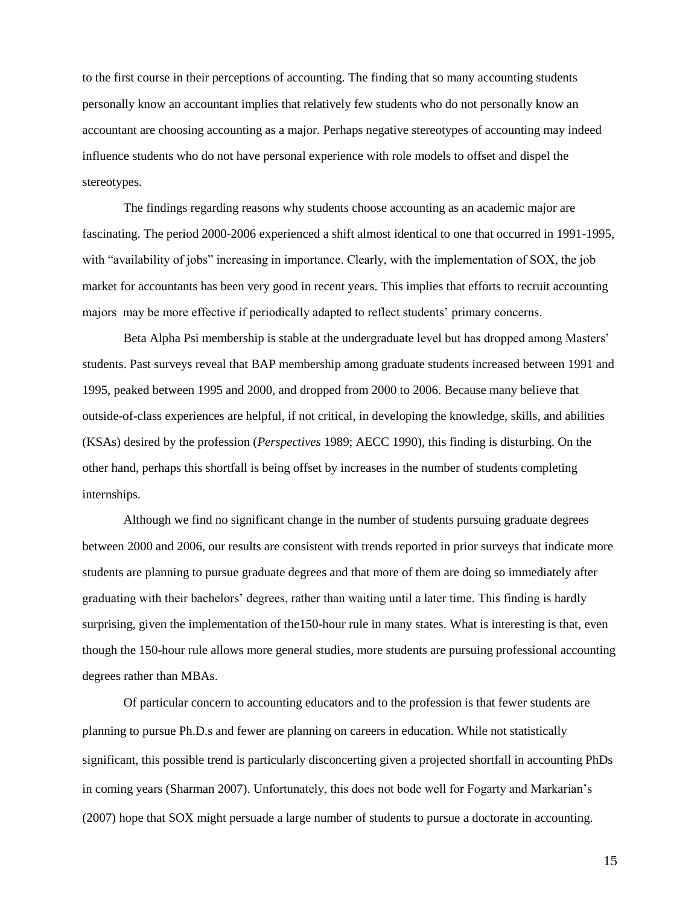to the first course in their perceptions of accounting. The finding that so many accounting students personally know an accountant implies that relatively few students who do not personally know an accountant are choosing accounting as a major. Perhaps negative stereotypes of accounting may indeed influence students who do not have personal experience with role models to offset and dispel the stereotypes.

The findings regarding reasons why students choose accounting as an academic major are fascinating. The period 2000-2006 experienced a shift almost identical to one that occurred in 1991-1995, with "availability of jobs" increasing in importance. Clearly, with the implementation of SOX, the job market for accountants has been very good in recent years. This implies that efforts to recruit accounting majors may be more effective if periodically adapted to reflect students' primary concerns.

Beta Alpha Psi membership is stable at the undergraduate level but has dropped among Masters' students. Past surveys reveal that BAP membership among graduate students increased between 1991 and 1995, peaked between 1995 and 2000, and dropped from 2000 to 2006. Because many believe that outside-of-class experiences are helpful, if not critical, in developing the knowledge, skills, and abilities (KSAs) desired by the profession (*Perspectives* 1989; AECC 1990), this finding is disturbing. On the other hand, perhaps this shortfall is being offset by increases in the number of students completing internships.

Although we find no significant change in the number of students pursuing graduate degrees between 2000 and 2006, our results are consistent with trends reported in prior surveys that indicate more students are planning to pursue graduate degrees and that more of them are doing so immediately after graduating with their bachelors' degrees, rather than waiting until a later time. This finding is hardly surprising, given the implementation of the150-hour rule in many states. What is interesting is that, even though the 150-hour rule allows more general studies, more students are pursuing professional accounting degrees rather than MBAs.

Of particular concern to accounting educators and to the profession is that fewer students are planning to pursue Ph.D.s and fewer are planning on careers in education. While not statistically significant, this possible trend is particularly disconcerting given a projected shortfall in accounting PhDs in coming years (Sharman 2007). Unfortunately, this does not bode well for Fogarty and Markarian's (2007) hope that SOX might persuade a large number of students to pursue a doctorate in accounting.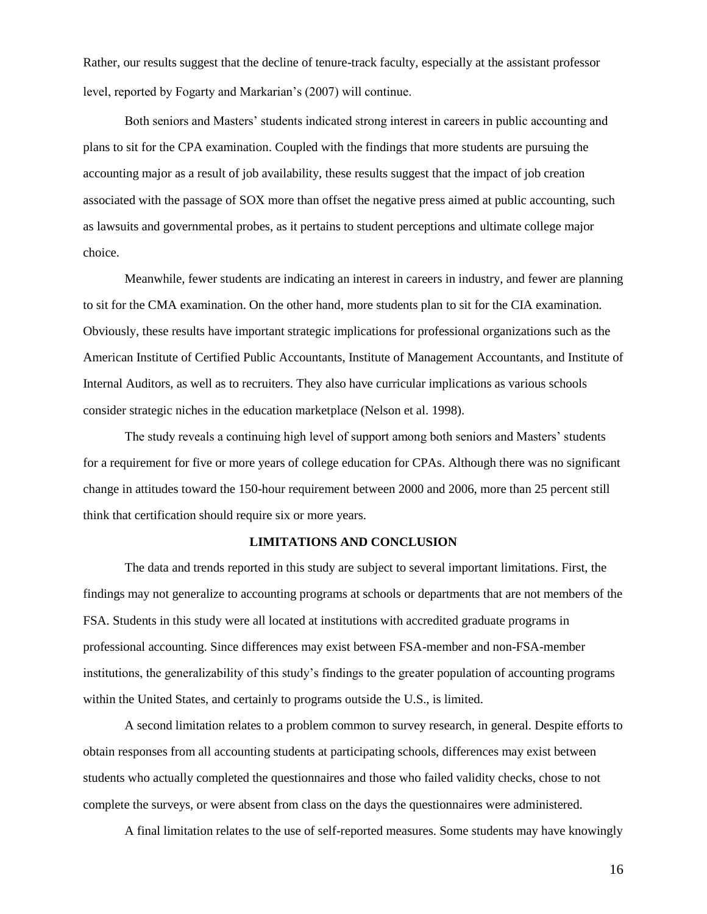Rather, our results suggest that the decline of tenure-track faculty, especially at the assistant professor level, reported by Fogarty and Markarian's (2007) will continue.

Both seniors and Masters' students indicated strong interest in careers in public accounting and plans to sit for the CPA examination. Coupled with the findings that more students are pursuing the accounting major as a result of job availability, these results suggest that the impact of job creation associated with the passage of SOX more than offset the negative press aimed at public accounting, such as lawsuits and governmental probes, as it pertains to student perceptions and ultimate college major choice.

Meanwhile, fewer students are indicating an interest in careers in industry, and fewer are planning to sit for the CMA examination. On the other hand, more students plan to sit for the CIA examination. Obviously, these results have important strategic implications for professional organizations such as the American Institute of Certified Public Accountants, Institute of Management Accountants, and Institute of Internal Auditors, as well as to recruiters. They also have curricular implications as various schools consider strategic niches in the education marketplace (Nelson et al. 1998).

The study reveals a continuing high level of support among both seniors and Masters' students for a requirement for five or more years of college education for CPAs. Although there was no significant change in attitudes toward the 150-hour requirement between 2000 and 2006, more than 25 percent still think that certification should require six or more years.

## LIMITATIONS AND CONCLUSION

The data and trends reported in this study are subject to several important limitations. First, the findings may not generalize to accounting programs at schools or departments that are not members of the FSA. Students in this study were all located at institutions with accredited graduate programs in professional accounting. Since differences may exist between FSA-member and non-FSA-member institutions, the generalizability of this study's findings to the greater population of accounting programs within the United States, and certainly to programs outside the U.S., is limited.

A second limitation relates to a problem common to survey research, in general. Despite efforts to obtain responses from all accounting students at participating schools, differences may exist between students who actually completed the questionnaires and those who failed validity checks, chose to not complete the surveys, or were absent from class on the days the questionnaires were administered.

A final limitation relates to the use of self-reported measures. Some students may have knowingly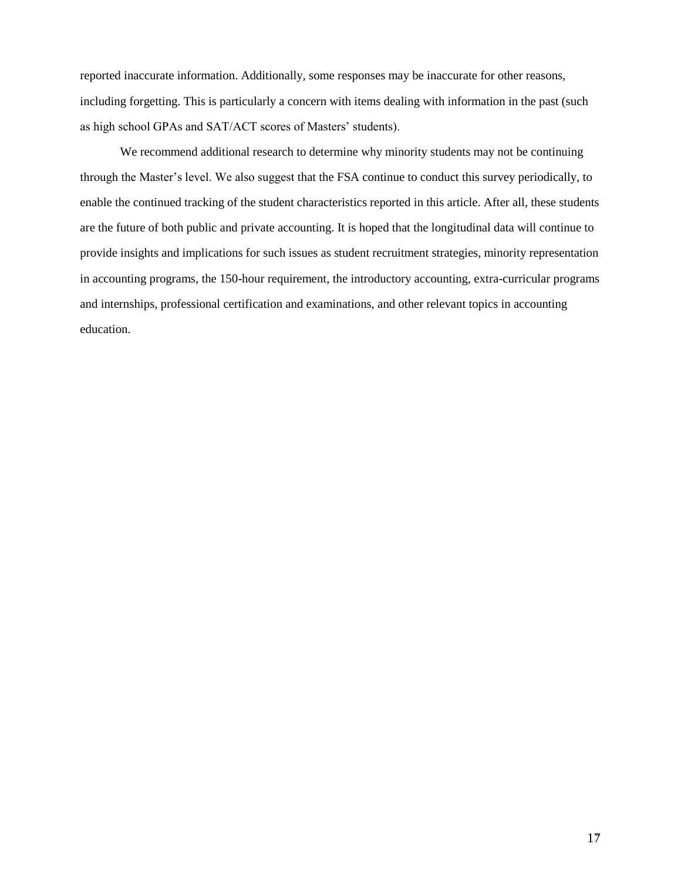reported inaccurate information. Additionally, some responses may be inaccurate for other reasons, including forgetting. This is particularly a concern with items dealing with information in the past (such as high school GPAs and SAT/ACT scores of Masters' students).

We recommend additional research to determine why minority students may not be continuing through the Master's level. We also suggest that the FSA continue to conduct this survey periodically, to enable the continued tracking of the student characteristics reported in this article. After all, these students are the future of both public and private accounting. It is hoped that the longitudinal data will continue to provide insights and implications for such issues as student recruitment strategies, minority representation in accounting programs, the 150-hour requirement, the introductory accounting, extra-curricular programs and internships, professional certification and examinations, and other relevant topics in accounting education.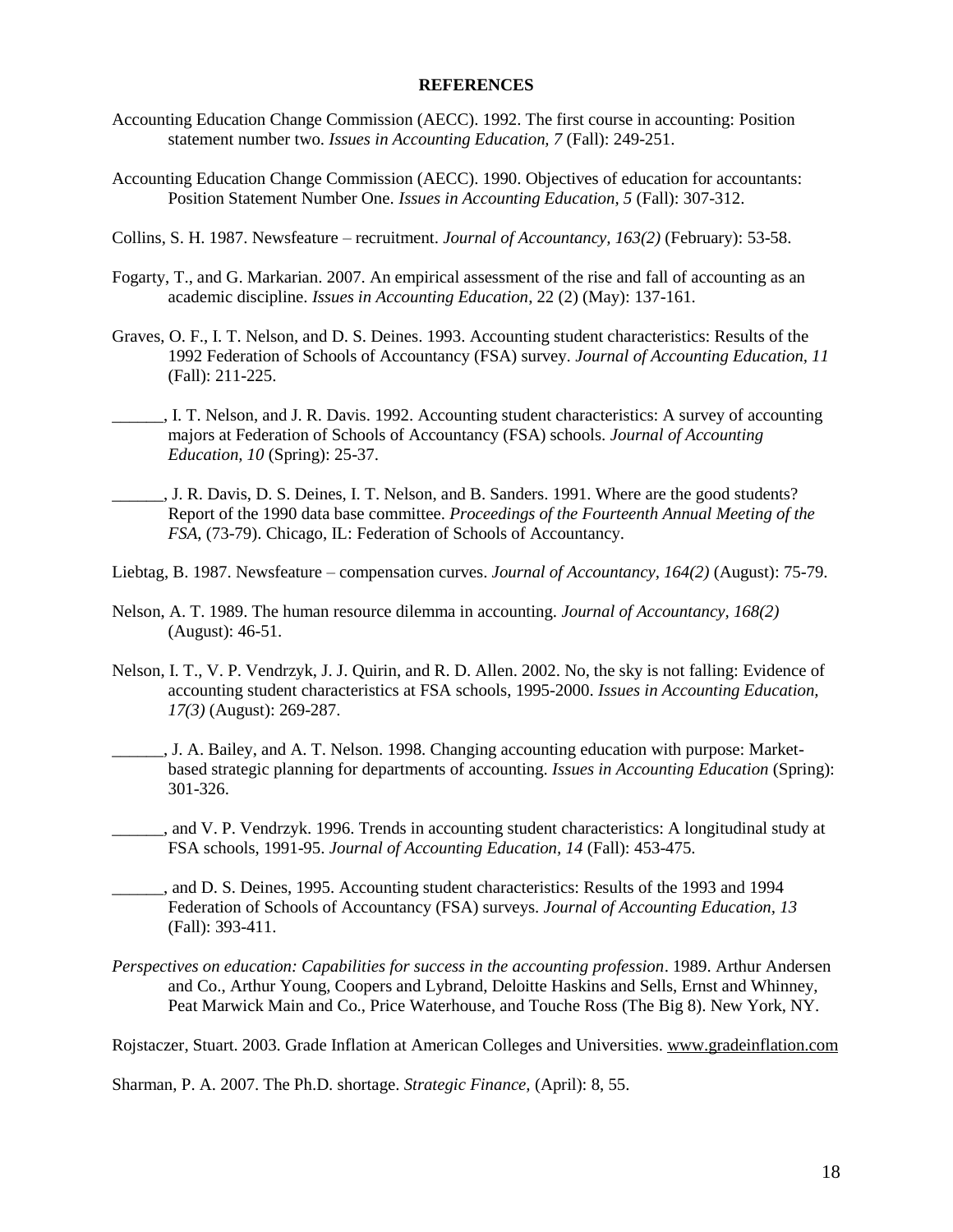**REFERENCES**

Accounting Education Change Commission (AECC). 1992. The first course in accounting: Position statement number two. *Issues in Accounting Education, 7* (Fall): 249-251.

Accounting Education Change Commission (AECC). 1990. Objectives of education for accountants: Position Statement Number One. *Issues in Accounting Education, 5* (Fall): 307-312.

Collins, S. H. 1987. Newsfeature – recruitment. *Journal of Accountancy, 163(2)* (February): 53-58.

Fogarty, T., and G. Markarian. 2007. An empirical assessment of the rise and fall of accounting as an academic discipline. *Issues in Accounting Education,* 22 (2) (May): 137-161.

Graves, O. F., I. T. Nelson, and D. S. Deines. 1993. Accounting student characteristics: Results of the 1992 Federation of Schools of Accountancy (FSA) survey. *Journal of Accounting Education, 11* (Fall): 211-225.

______, I. T. Nelson, and J. R. Davis. 1992. Accounting student characteristics: A survey of accounting majors at Federation of Schools of Accountancy (FSA) schools. *Journal of Accounting Education, 10* (Spring): 25-37.

______, J. R. Davis, D. S. Deines, I. T. Nelson, and B. Sanders. 1991. Where are the good students? Report of the 1990 data base committee. *Proceedings of the Fourteenth Annual Meeting of the FSA*, (73-79). Chicago, IL: Federation of Schools of Accountancy.

Liebtag, B. 1987. Newsfeature – compensation curves. *Journal of Accountancy, 164(2)* (August): 75-79.

Nelson, A. T. 1989. The human resource dilemma in accounting. *Journal of Accountancy, 168(2)* (August): 46-51.

Nelson, I. T., V. P. Vendrzyk, J. J. Quirin, and R. D. Allen. 2002. No, the sky is not falling: Evidence of accounting student characteristics at FSA schools, 1995-2000. *Issues in Accounting Education, 17(3)* (August): 269-287.

______, J. A. Bailey, and A. T. Nelson. 1998. Changing accounting education with purpose: Market-based strategic planning for departments of accounting. *Issues in Accounting Education* (Spring): 301-326.

______, and V. P. Vendrzyk. 1996. Trends in accounting student characteristics: A longitudinal study at FSA schools, 1991-95. *Journal of Accounting Education, 14* (Fall): 453-475.

______, and D. S. Deines, 1995. Accounting student characteristics: Results of the 1993 and 1994 Federation of Schools of Accountancy (FSA) surveys. *Journal of Accounting Education, 13* (Fall): 393-411.

*Perspectives on education: Capabilities for success in the accounting profession*. 1989. Arthur Andersen and Co., Arthur Young, Coopers and Lybrand, Deloitte Haskins and Sells, Ernst and Whinney, Peat Marwick Main and Co., Price Waterhouse, and Touche Ross (The Big 8). New York, NY.

Rojstaczer, Stuart. 2003. Grade Inflation at American Colleges and Universities. www.gradeinflation.com

Sharman, P. A. 2007. The Ph.D. shortage. *Strategic Finance,* (April): 8, 55.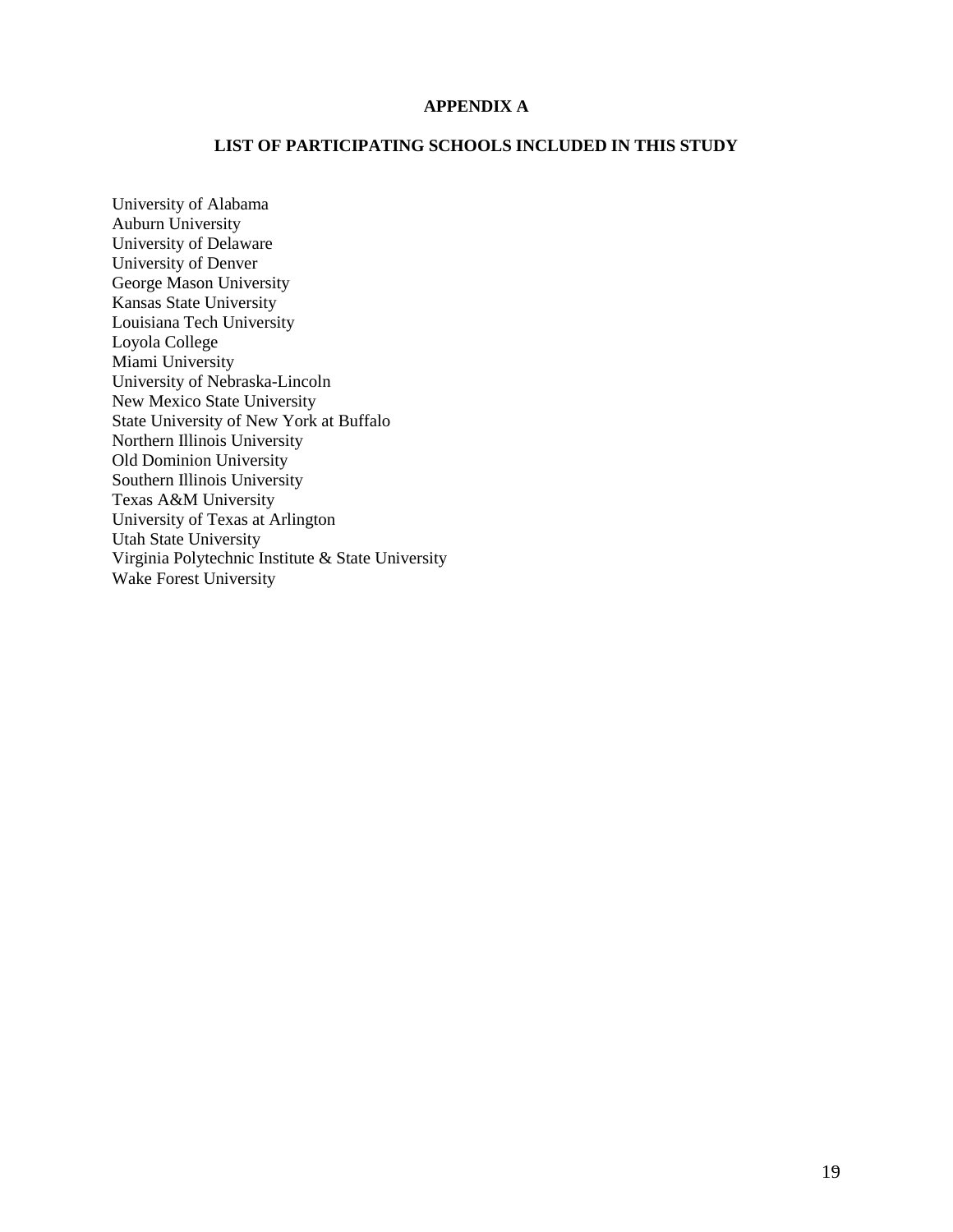# APPENDIX A

## LIST OF PARTICIPATING SCHOOLS INCLUDED IN THIS STUDY

University of Alabama
Auburn University
University of Delaware
University of Denver
George Mason University
Kansas State University
Louisiana Tech University
Loyola College
Miami University
University of Nebraska-Lincoln
New Mexico State University
State University of New York at Buffalo
Northern Illinois University
Old Dominion University
Southern Illinois University
Texas A&M University
University of Texas at Arlington
Utah State University
Virginia Polytechnic Institute & State University
Wake Forest University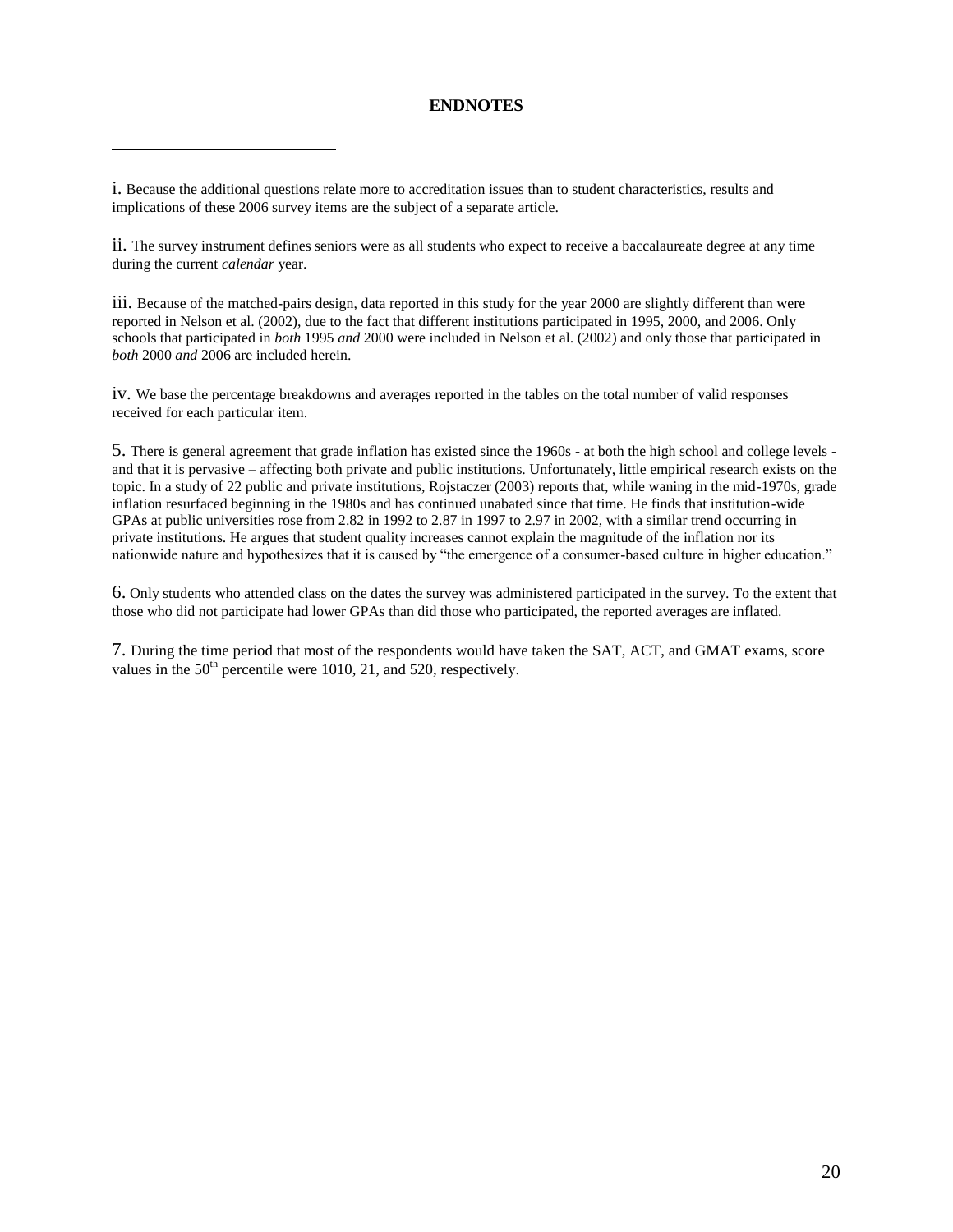## ENDNOTES

---

i. Because the additional questions relate more to accreditation issues than to student characteristics, results and implications of these 2006 survey items are the subject of a separate article.

ii. The survey instrument defines seniors were as all students who expect to receive a baccalaureate degree at any time during the current *calendar* year.

iii. Because of the matched-pairs design, data reported in this study for the year 2000 are slightly different than were reported in Nelson et al. (2002), due to the fact that different institutions participated in 1995, 2000, and 2006. Only schools that participated in *both* 1995 *and* 2000 were included in Nelson et al. (2002) and only those that participated in *both* 2000 *and* 2006 are included herein.

iv. We base the percentage breakdowns and averages reported in the tables on the total number of valid responses received for each particular item.

5. There is general agreement that grade inflation has existed since the 1960s - at both the high school and college levels - and that it is pervasive – affecting both private and public institutions. Unfortunately, little empirical research exists on the topic. In a study of 22 public and private institutions, Rojstaczer (2003) reports that, while waning in the mid-1970s, grade inflation resurfaced beginning in the 1980s and has continued unabated since that time. He finds that institution-wide GPAs at public universities rose from 2.82 in 1992 to 2.87 in 1997 to 2.97 in 2002, with a similar trend occurring in private institutions. He argues that student quality increases cannot explain the magnitude of the inflation nor its nationwide nature and hypothesizes that it is caused by "the emergence of a consumer-based culture in higher education."

6. Only students who attended class on the dates the survey was administered participated in the survey. To the extent that those who did not participate had lower GPAs than did those who participated, the reported averages are inflated.

7. During the time period that most of the respondents would have taken the SAT, ACT, and GMAT exams, score values in the 50th percentile were 1010, 21, and 520, respectively.